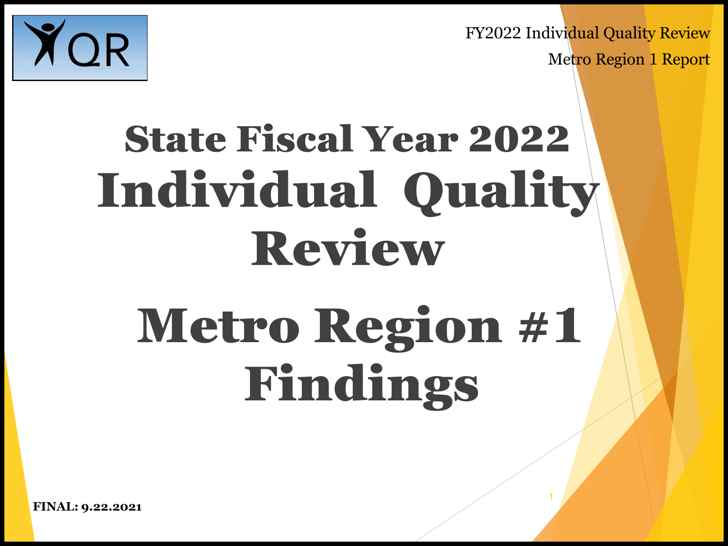# State Fiscal Year 2022 Individual Quality Review

# Metro Region #1 Findings

**FINAL: 9.22.2021**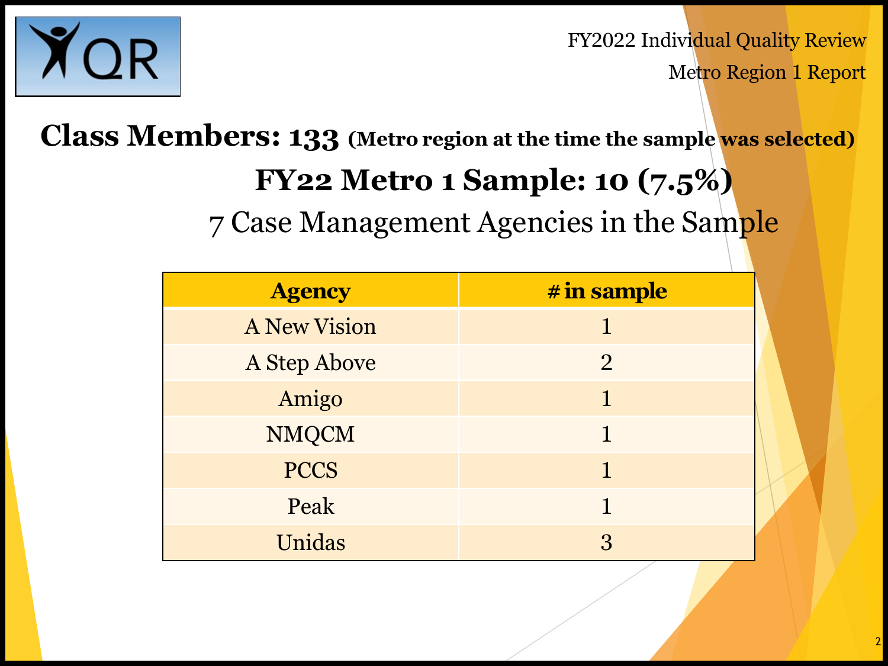FY2022 Individual Quality Review
Metro Region 1 Report

## Class Members: 133 (Metro region at the time the sample was selected)

## FY22 Metro 1 Sample: 10 (7.5%)

### 7 Case Management Agencies in the Sample

| Agency | # in sample |
|---|---|
| A New Vision | 1 |
| A Step Above | 2 |
| Amigo | 1 |
| NMQCM | 1 |
| PCCS | 1 |
| Peak | 1 |
| Unidas | 3 |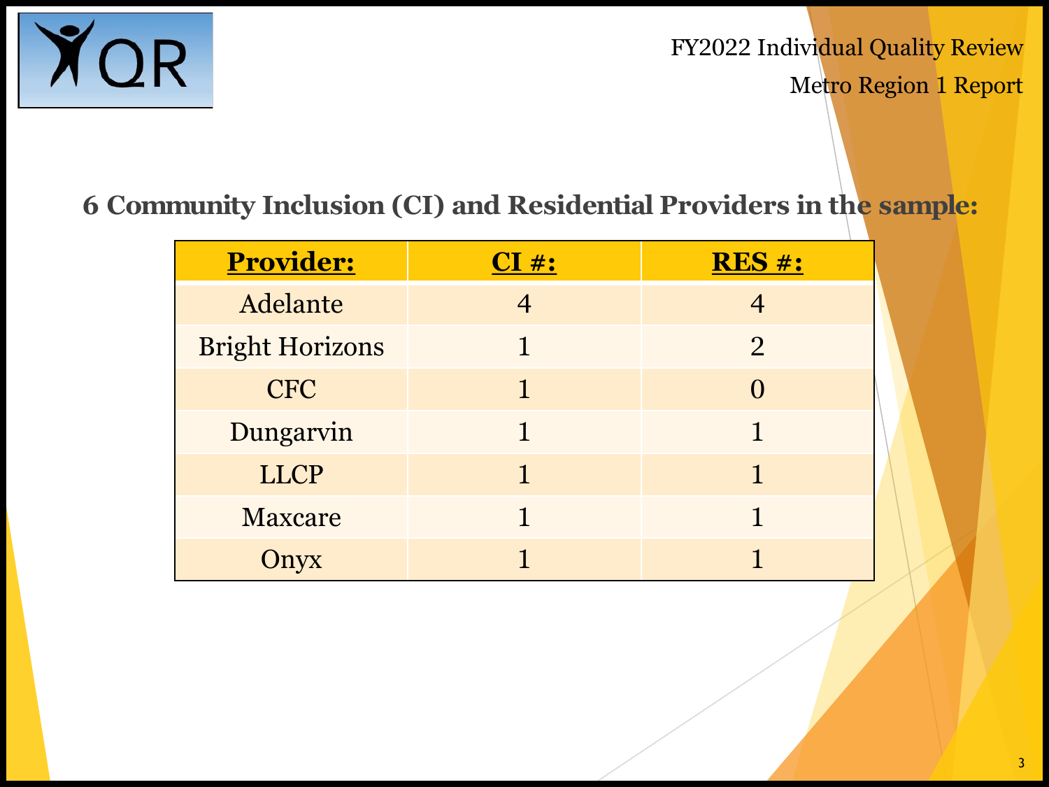FY2022 Individual Quality Review

Metro Region 1 Report

## 6 Community Inclusion (CI) and Residential Providers in the sample:

| Provider: | CI #: | RES #: |
|---|---|---|
| Adelante | 4 | 4 |
| Bright Horizons | 1 | 2 |
| CFC | 1 | 0 |
| Dungarvin | 1 | 1 |
| LLCP | 1 | 1 |
| Maxcare | 1 | 1 |
| Onyx | 1 | 1 |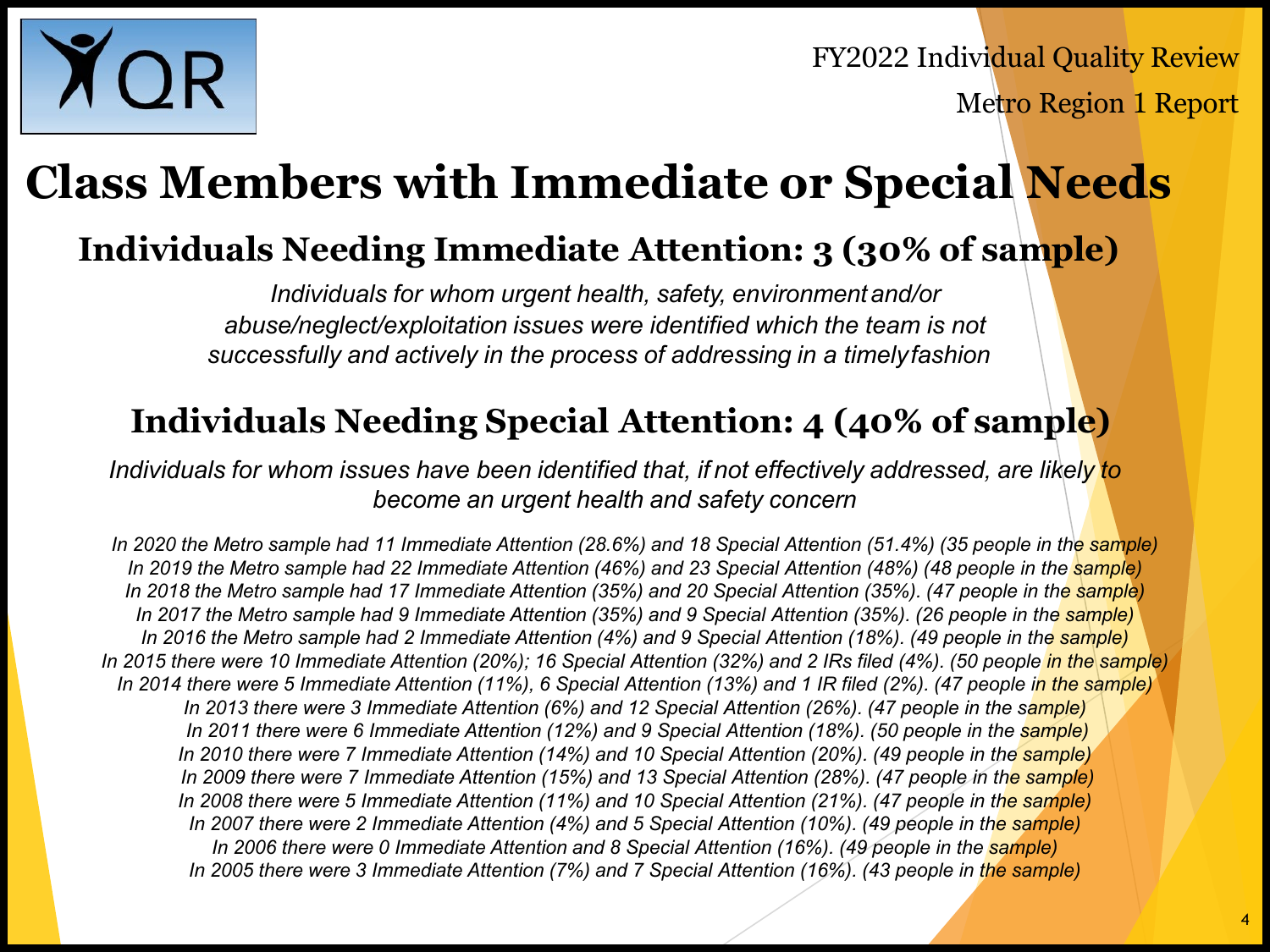# Class Members with Immediate or Special Needs

## Individuals Needing Immediate Attention: 3 (30% of sample)

*Individuals for whom urgent health, safety, environment and/or abuse/neglect/exploitation issues were identified which the team is not successfully and actively in the process of addressing in a timely fashion*

## Individuals Needing Special Attention: 4 (40% of sample)

*Individuals for whom issues have been identified that, if not effectively addressed, are likely to become an urgent health and safety concern*

*In 2020 the Metro sample had 11 Immediate Attention (28.6%) and 18 Special Attention (51.4%) (35 people in the sample)*
*In 2019 the Metro sample had 22 Immediate Attention (46%) and 23 Special Attention (48%) (48 people in the sample)*
*In 2018 the Metro sample had 17 Immediate Attention (35%) and 20 Special Attention (35%). (47 people in the sample)*
*In 2017 the Metro sample had 9 Immediate Attention (35%) and 9 Special Attention (35%). (26 people in the sample)*
*In 2016 the Metro sample had 2 Immediate Attention (4%) and 9 Special Attention (18%). (49 people in the sample)*
*In 2015 there were 10 Immediate Attention (20%); 16 Special Attention (32%) and 2 IRs filed (4%). (50 people in the sample)*
*In 2014 there were 5 Immediate Attention (11%), 6 Special Attention (13%) and 1 IR filed (2%). (47 people in the sample)*
*In 2013 there were 3 Immediate Attention (6%) and 12 Special Attention (26%). (47 people in the sample)*
*In 2011 there were 6 Immediate Attention (12%) and 9 Special Attention (18%). (50 people in the sample)*
*In 2010 there were 7 Immediate Attention (14%) and 10 Special Attention (20%). (49 people in the sample)*
*In 2009 there were 7 Immediate Attention (15%) and 13 Special Attention (28%). (47 people in the sample)*
*In 2008 there were 5 Immediate Attention (11%) and 10 Special Attention (21%). (47 people in the sample)*
*In 2007 there were 2 Immediate Attention (4%) and 5 Special Attention (10%). (49 people in the sample)*
*In 2006 there were 0 Immediate Attention and 8 Special Attention (16%). (49 people in the sample)*
*In 2005 there were 3 Immediate Attention (7%) and 7 Special Attention (16%). (43 people in the sample)*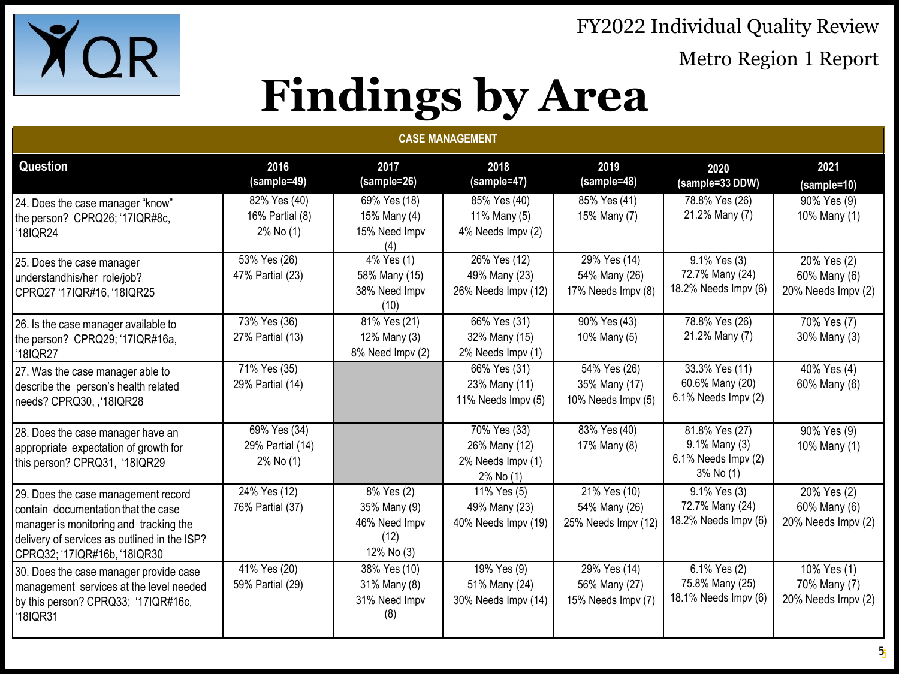FY2022 Individual Quality Review

Metro Region 1 Report

# Findings by Area

| CASE MANAGEMENT | | | | | | |
|---|---|---|---|---|---|---|
| **Question** | **2016 (sample=49)** | **2017 (sample=26)** | **2018 (sample=47)** | **2019 (sample=48)** | **2020 (sample=33 DDW)** | **2021 (sample=10)** |
| 24. Does the case manager "know" the person? CPRQ26; '17IQR#8c, '18IQR24 | 82% Yes (40) 16% Partial (8) 2% No (1) | 69% Yes (18) 15% Many (4) 15% Need Impv (4) | 85% Yes (40) 11% Many (5) 4% Needs Impv (2) | 85% Yes (41) 15% Many (7) | 78.8% Yes (26) 21.2% Many (7) | 90% Yes (9) 10% Many (1) |
| 25. Does the case manager understandhis/her role/job? CPRQ27 '17IQR#16, '18IQR25 | 53% Yes (26) 47% Partial (23) | 4% Yes (1) 58% Many (15) 38% Need Impv (10) | 26% Yes (12) 49% Many (23) 26% Needs Impv (12) | 29% Yes (14) 54% Many (26) 17% Needs Impv (8) | 9.1% Yes (3) 72.7% Many (24) 18.2% Needs Impv (6) | 20% Yes (2) 60% Many (6) 20% Needs Impv (2) |
| 26. Is the case manager available to the person? CPRQ29; '17IQR#16a, '18IQR27 | 73% Yes (36) 27% Partial (13) | 81% Yes (21) 12% Many (3) 8% Need Impv (2) | 66% Yes (31) 32% Many (15) 2% Needs Impv (1) | 90% Yes (43) 10% Many (5) | 78.8% Yes (26) 21.2% Many (7) | 70% Yes (7) 30% Many (3) |
| 27. Was the case manager able to describe the person's health related needs? CPRQ30, ,'18IQR28 | 71% Yes (35) 29% Partial (14) | | 66% Yes (31) 23% Many (11) 11% Needs Impv (5) | 54% Yes (26) 35% Many (17) 10% Needs Impv (5) | 33.3% Yes (11) 60.6% Many (20) 6.1% Needs Impv (2) | 40% Yes (4) 60% Many (6) |
| 28. Does the case manager have an appropriate expectation of growth for this person? CPRQ31, '18IQR29 | 69% Yes (34) 29% Partial (14) 2% No (1) | | 70% Yes (33) 26% Many (12) 2% Needs Impv (1) 2% No (1) | 83% Yes (40) 17% Many (8) | 81.8% Yes (27) 9.1% Many (3) 6.1% Needs Impv (2) 3% No (1) | 90% Yes (9) 10% Many (1) |
| 29. Does the case management record contain documentation that the case manager is monitoring and tracking the delivery of services as outlined in the ISP? CPRQ32; '17IQR#16b, '18IQR30 | 24% Yes (12) 76% Partial (37) | 8% Yes (2) 35% Many (9) 46% Need Impv (12) 12% No (3) | 11% Yes (5) 49% Many (23) 40% Needs Impv (19) | 21% Yes (10) 54% Many (26) 25% Needs Impv (12) | 9.1% Yes (3) 72.7% Many (24) 18.2% Needs Impv (6) | 20% Yes (2) 60% Many (6) 20% Needs Impv (2) |
| 30. Does the case manager provide case management services at the level needed by this person? CPRQ33; '17IQR#16c, '18IQR31 | 41% Yes (20) 59% Partial (29) | 38% Yes (10) 31% Many (8) 31% Need Impv (8) | 19% Yes (9) 51% Many (24) 30% Needs Impv (14) | 29% Yes (14) 56% Many (27) 15% Needs Impv (7) | 6.1% Yes (2) 75.8% Many (25) 18.1% Needs Impv (6) | 10% Yes (1) 70% Many (7) 20% Needs Impv (2) |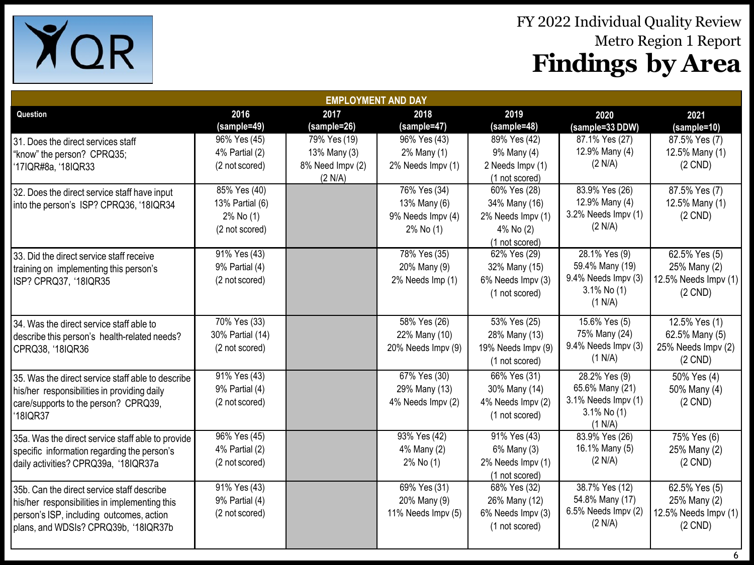# FY 2022 Individual Quality Review

## Metro Region 1 Report

# Findings by Area

| EMPLOYMENT AND DAY | | | | | | |
|---|---|---|---|---|---|---|
| Question | 2016 (sample=49) | 2017 (sample=26) | 2018 (sample=47) | 2019 (sample=48) | 2020 (sample=33 DDW) | 2021 (sample=10) |
| 31. Does the direct services staff "know" the person? CPRQ35; '17IQR#8a, '18IQR33 | 96% Yes (45)<br>4% Partial (2)<br>(2 not scored) | 79% Yes (19)<br>13% Many (3)<br>8% Need Impv (2)<br>(2 N/A) | 96% Yes (43)<br>2% Many (1)<br>2% Needs Impv (1) | 89% Yes (42)<br>9% Many (4)<br>2 Needs Impv (1)<br>(1 not scored) | 87.1% Yes (27)<br>12.9% Many (4)<br>(2 N/A) | 87.5% Yes (7)<br>12.5% Many (1)<br>(2 CND) |
| 32. Does the direct service staff have input into the person's ISP? CPRQ36, '18IQR34 | 85% Yes (40)<br>13% Partial (6)<br>2% No (1)<br>(2 not scored) | | 76% Yes (34)<br>13% Many (6)<br>9% Needs Impv (4)<br>2% No (1) | 60% Yes (28)<br>34% Many (16)<br>2% Needs Impv (1)<br>4% No (2)<br>(1 not scored) | 83.9% Yes (26)<br>12.9% Many (4)<br>3.2% Needs Impv (1)<br>(2 N/A) | 87.5% Yes (7)<br>12.5% Many (1)<br>(2 CND) |
| 33. Did the direct service staff receive training on implementing this person's ISP? CPRQ37, '18IQR35 | 91% Yes (43)<br>9% Partial (4)<br>(2 not scored) | | 78% Yes (35)<br>20% Many (9)<br>2% Needs Imp (1) | 62% Yes (29)<br>32% Many (15)<br>6% Needs Impv (3)<br>(1 not scored) | 28.1% Yes (9)<br>59.4% Many (19)<br>9.4% Needs Impv (3)<br>3.1% No (1)<br>(1 N/A) | 62.5% Yes (5)<br>25% Many (2)<br>12.5% Needs Impv (1)<br>(2 CND) |
| 34. Was the direct service staff able to describe this person's health-related needs? CPRQ38, '18IQR36 | 70% Yes (33)<br>30% Partial (14)<br>(2 not scored) | | 58% Yes (26)<br>22% Many (10)<br>20% Needs Impv (9) | 53% Yes (25)<br>28% Many (13)<br>19% Needs Impv (9)<br>(1 not scored) | 15.6% Yes (5)<br>75% Many (24)<br>9.4% Needs Impv (3)<br>(1 N/A) | 12.5% Yes (1)<br>62.5% Many (5)<br>25% Needs Impv (2)<br>(2 CND) |
| 35. Was the direct service staff able to describe his/her responsibilities in providing daily care/supports to the person? CPRQ39, '18IQR37 | 91% Yes (43)<br>9% Partial (4)<br>(2 not scored) | | 67% Yes (30)<br>29% Many (13)<br>4% Needs Impv (2) | 66% Yes (31)<br>30% Many (14)<br>4% Needs Impv (2)<br>(1 not scored) | 28.2% Yes (9)<br>65.6% Many (21)<br>3.1% Needs Impv (1)<br>3.1% No (1)<br>(1 N/A) | 50% Yes (4)<br>50% Many (4)<br>(2 CND) |
| 35a. Was the direct service staff able to provide specific information regarding the person's daily activities? CPRQ39a, '18IQR37a | 96% Yes (45)<br>4% Partial (2)<br>(2 not scored) | | 93% Yes (42)<br>4% Many (2)<br>2% No (1) | 91% Yes (43)<br>6% Many (3)<br>2% Needs Impv (1)<br>(1 not scored) | 83.9% Yes (26)<br>16.1% Many (5)<br>(2 N/A) | 75% Yes (6)<br>25% Many (2)<br>(2 CND) |
| 35b. Can the direct service staff describe his/her responsibilities in implementing this person's ISP, including outcomes, action plans, and WDSIs? CPRQ39b, '18IQR37b | 91% Yes (43)<br>9% Partial (4)<br>(2 not scored) | | 69% Yes (31)<br>20% Many (9)<br>11% Needs Impv (5) | 68% Yes (32)<br>26% Many (12)<br>6% Needs Impv (3)<br>(1 not scored) | 38.7% Yes (12)<br>54.8% Many (17)<br>6.5% Needs Impv (2)<br>(2 N/A) | 62.5% Yes (5)<br>25% Many (2)<br>12.5% Needs Impv (1)<br>(2 CND) |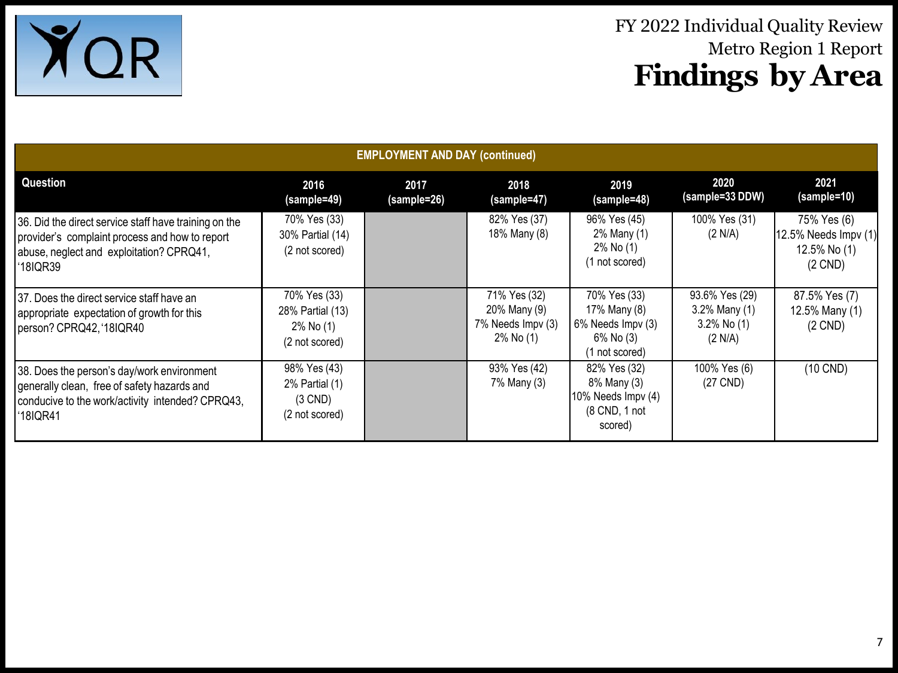# FY 2022 Individual Quality Review
## Metro Region 1 Report
# Findings by Area

| EMPLOYMENT AND DAY (continued) | | | | | | |
|---|---|---|---|---|---|---|
| **Question** | **2016 (sample=49)** | **2017 (sample=26)** | **2018 (sample=47)** | **2019 (sample=48)** | **2020 (sample=33 DDW)** | **2021 (sample=10)** |
| 36. Did the direct service staff have training on the provider's complaint process and how to report abuse, neglect and exploitation? CPRQ41, '18IQR39 | 70% Yes (33) 30% Partial (14) (2 not scored) | | 82% Yes (37) 18% Many (8) | 96% Yes (45) 2% Many (1) 2% No (1) (1 not scored) | 100% Yes (31) (2 N/A) | 75% Yes (6) 12.5% Needs Impv (1) 12.5% No (1) (2 CND) |
| 37. Does the direct service staff have an appropriate expectation of growth for this person? CPRQ42, '18IQR40 | 70% Yes (33) 28% Partial (13) 2% No (1) (2 not scored) | | 71% Yes (32) 20% Many (9) 7% Needs Impv (3) 2% No (1) | 70% Yes (33) 17% Many (8) 6% Needs Impv (3) 6% No (3) (1 not scored) | 93.6% Yes (29) 3.2% Many (1) 3.2% No (1) (2 N/A) | 87.5% Yes (7) 12.5% Many (1) (2 CND) |
| 38. Does the person's day/work environment generally clean, free of safety hazards and conducive to the work/activity intended? CPRQ43, '18IQR41 | 98% Yes (43) 2% Partial (1) (3 CND) (2 not scored) | | 93% Yes (42) 7% Many (3) | 82% Yes (32) 8% Many (3) 10% Needs Impv (4) (8 CND, 1 not scored) | 100% Yes (6) (27 CND) | (10 CND) |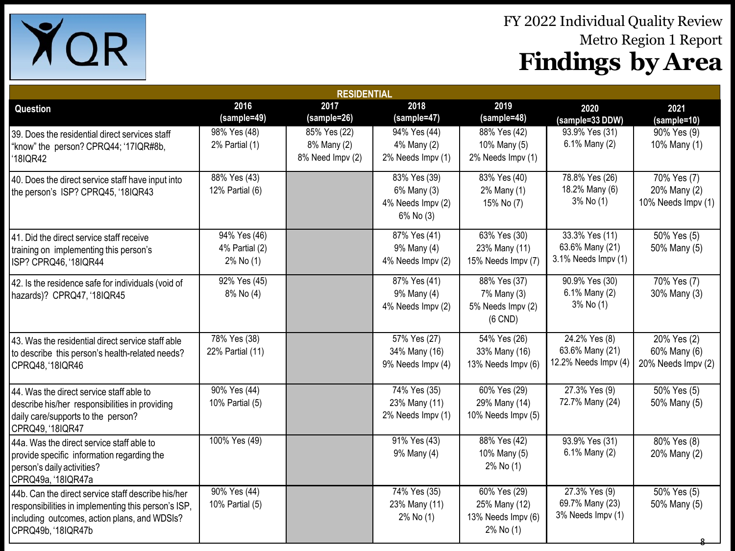FY 2022 Individual Quality Review

Metro Region 1 Report

# Findings by Area

| RESIDENTIAL | | | | | | |
|---|---|---|---|---|---|---|
| **Question** | **2016 (sample=49)** | **2017 (sample=26)** | **2018 (sample=47)** | **2019 (sample=48)** | **2020 (sample=33 DDW)** | **2021 (sample=10)** |
| 39. Does the residential direct services staff "know" the person? CPRQ44; '17IQR#8b, '18IQR42 | 98% Yes (48)<br>2% Partial (1) | 85% Yes (22)<br>8% Many (2)<br>8% Need Impv (2) | 94% Yes (44)<br>4% Many (2)<br>2% Needs Impv (1) | 88% Yes (42)<br>10% Many (5)<br>2% Needs Impv (1) | 93.9% Yes (31)<br>6.1% Many (2) | 90% Yes (9)<br>10% Many (1) |
| 40. Does the direct service staff have input into the person's ISP? CPRQ45, '18IQR43 | 88% Yes (43)<br>12% Partial (6) | | 83% Yes (39)<br>6% Many (3)<br>4% Needs Impv (2)<br>6% No (3) | 83% Yes (40)<br>2% Many (1)<br>15% No (7) | 78.8% Yes (26)<br>18.2% Many (6)<br>3% No (1) | 70% Yes (7)<br>20% Many (2)<br>10% Needs Impv (1) |
| 41. Did the direct service staff receive training on implementing this person's ISP? CPRQ46, '18IQR44 | 94% Yes (46)<br>4% Partial (2)<br>2% No (1) | | 87% Yes (41)<br>9% Many (4)<br>4% Needs Impv (2) | 63% Yes (30)<br>23% Many (11)<br>15% Needs Impv (7) | 33.3% Yes (11)<br>63.6% Many (21)<br>3.1% Needs Impv (1) | 50% Yes (5)<br>50% Many (5) |
| 42. Is the residence safe for individuals (void of hazards)? CPRQ47, '18IQR45 | 92% Yes (45)<br>8% No (4) | | 87% Yes (41)<br>9% Many (4)<br>4% Needs Impv (2) | 88% Yes (37)<br>7% Many (3)<br>5% Needs Impv (2)<br>(6 CND) | 90.9% Yes (30)<br>6.1% Many (2)<br>3% No (1) | 70% Yes (7)<br>30% Many (3) |
| 43. Was the residential direct service staff able to describe this person's health-related needs? CPRQ48, '18IQR46 | 78% Yes (38)<br>22% Partial (11) | | 57% Yes (27)<br>34% Many (16)<br>9% Needs Impv (4) | 54% Yes (26)<br>33% Many (16)<br>13% Needs Impv (6) | 24.2% Yes (8)<br>63.6% Many (21)<br>12.2% Needs Impv (4) | 20% Yes (2)<br>60% Many (6)<br>20% Needs Impv (2) |
| 44. Was the direct service staff able to describe his/her responsibilities in providing daily care/supports to the person? CPRQ49, '18IQR47 | 90% Yes (44)<br>10% Partial (5) | | 74% Yes (35)<br>23% Many (11)<br>2% Needs Impv (1) | 60% Yes (29)<br>29% Many (14)<br>10% Needs Impv (5) | 27.3% Yes (9)<br>72.7% Many (24) | 50% Yes (5)<br>50% Many (5) |
| 44a. Was the direct service staff able to provide specific information regarding the person's daily activities? CPRQ49a, '18IQR47a | 100% Yes (49) | | 91% Yes (43)<br>9% Many (4) | 88% Yes (42)<br>10% Many (5)<br>2% No (1) | 93.9% Yes (31)<br>6.1% Many (2) | 80% Yes (8)<br>20% Many (2) |
| 44b. Can the direct service staff describe his/her responsibilities in implementing this person's ISP, including outcomes, action plans, and WDSIs? CPRQ49b, '18IQR47b | 90% Yes (44)<br>10% Partial (5) | | 74% Yes (35)<br>23% Many (11)<br>2% No (1) | 60% Yes (29)<br>25% Many (12)<br>13% Needs Impv (6)<br>2% No (1) | 27.3% Yes (9)<br>69.7% Many (23)<br>3% Needs Impv (1) | 50% Yes (5)<br>50% Many (5) |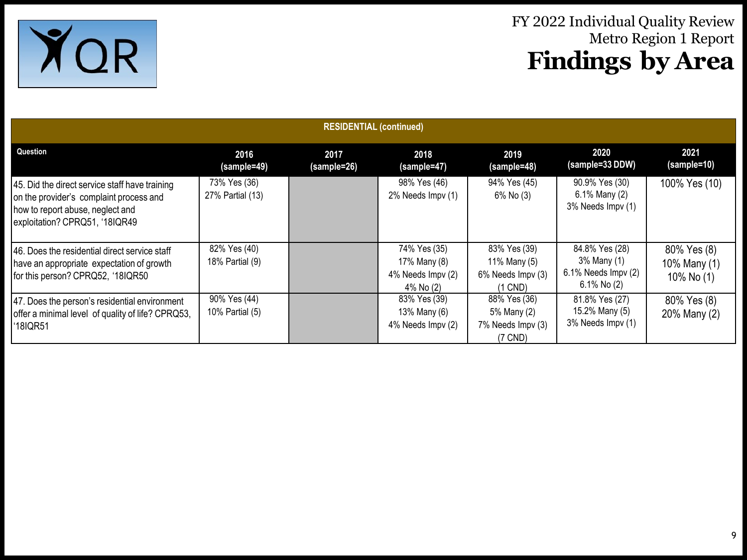# FY 2022 Individual Quality Review

## Metro Region 1 Report

# Findings by Area

| RESIDENTIAL (continued) | | | | | | |
|---|---|---|---|---|---|---|
| **Question** | **2016 (sample=49)** | **2017 (sample=26)** | **2018 (sample=47)** | **2019 (sample=48)** | **2020 (sample=33 DDW)** | **2021 (sample=10)** |
| 45. Did the direct service staff have training on the provider's complaint process and how to report abuse, neglect and exploitation? CPRQ51, '18IQR49 | 73% Yes (36)<br>27% Partial (13) | | 98% Yes (46)<br>2% Needs Impv (1) | 94% Yes (45)<br>6% No (3) | 90.9% Yes (30)<br>6.1% Many (2)<br>3% Needs Impv (1) | 100% Yes (10) |
| 46. Does the residential direct service staff have an appropriate expectation of growth for this person? CPRQ52, '18IQR50 | 82% Yes (40)<br>18% Partial (9) | | 74% Yes (35)<br>17% Many (8)<br>4% Needs Impv (2)<br>4% No (2) | 83% Yes (39)<br>11% Many (5)<br>6% Needs Impv (3)<br>(1 CND) | 84.8% Yes (28)<br>3% Many (1)<br>6.1% Needs Impv (2)<br>6.1% No (2) | 80% Yes (8)<br>10% Many (1)<br>10% No (1) |
| 47. Does the person's residential environment offer a minimal level of quality of life? CPRQ53, '18IQR51 | 90% Yes (44)<br>10% Partial (5) | | 83% Yes (39)<br>13% Many (6)<br>4% Needs Impv (2) | 88% Yes (36)<br>5% Many (2)<br>7% Needs Impv (3)<br>(7 CND) | 81.8% Yes (27)<br>15.2% Many (5)<br>3% Needs Impv (1) | 80% Yes (8)<br>20% Many (2) |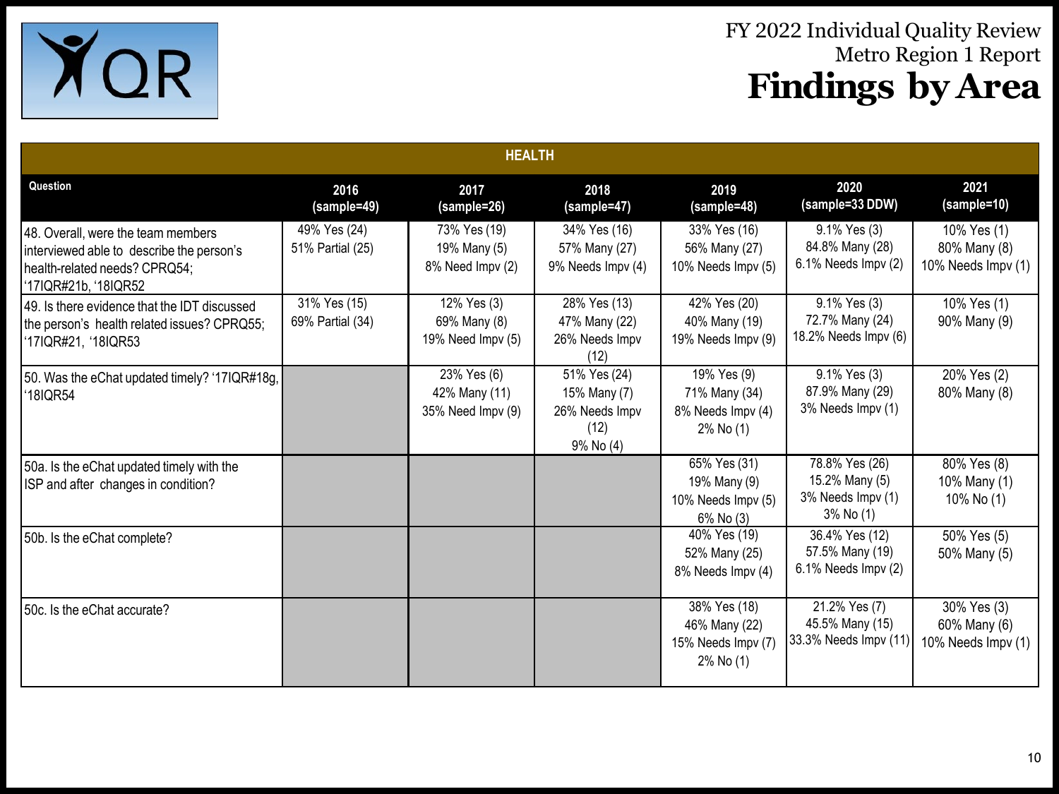# FY 2022 Individual Quality Review
## Metro Region 1 Report
# Findings by Area

| HEALTH | | | | | | |
|---|---|---|---|---|---|---|
| **Question** | **2016 (sample=49)** | **2017 (sample=26)** | **2018 (sample=47)** | **2019 (sample=48)** | **2020 (sample=33 DDW)** | **2021 (sample=10)** |
| 48. Overall, were the team members interviewed able to describe the person's health-related needs? CPRQ54; '17IQR#21b, '18IQR52 | 49% Yes (24)<br>51% Partial (25) | 73% Yes (19)<br>19% Many (5)<br>8% Need Impv (2) | 34% Yes (16)<br>57% Many (27)<br>9% Needs Impv (4) | 33% Yes (16)<br>56% Many (27)<br>10% Needs Impv (5) | 9.1% Yes (3)<br>84.8% Many (28)<br>6.1% Needs Impv (2) | 10% Yes (1)<br>80% Many (8)<br>10% Needs Impv (1) |
| 49. Is there evidence that the IDT discussed the person's health related issues? CPRQ55; '17IQR#21, '18IQR53 | 31% Yes (15)<br>69% Partial (34) | 12% Yes (3)<br>69% Many (8)<br>19% Need Impv (5) | 28% Yes (13)<br>47% Many (22)<br>26% Needs Impv (12) | 42% Yes (20)<br>40% Many (19)<br>19% Needs Impv (9) | 9.1% Yes (3)<br>72.7% Many (24)<br>18.2% Needs Impv (6) | 10% Yes (1)<br>90% Many (9) |
| 50. Was the eChat updated timely? '17IQR#18g, '18IQR54 | | 23% Yes (6)<br>42% Many (11)<br>35% Need Impv (9) | 51% Yes (24)<br>15% Many (7)<br>26% Needs Impv (12)<br>9% No (4) | 19% Yes (9)<br>71% Many (34)<br>8% Needs Impv (4)<br>2% No (1) | 9.1% Yes (3)<br>87.9% Many (29)<br>3% Needs Impv (1) | 20% Yes (2)<br>80% Many (8) |
| 50a. Is the eChat updated timely with the ISP and after changes in condition? | | | | 65% Yes (31)<br>19% Many (9)<br>10% Needs Impv (5)<br>6% No (3) | 78.8% Yes (26)<br>15.2% Many (5)<br>3% Needs Impv (1)<br>3% No (1) | 80% Yes (8)<br>10% Many (1)<br>10% No (1) |
| 50b. Is the eChat complete? | | | | 40% Yes (19)<br>52% Many (25)<br>8% Needs Impv (4) | 36.4% Yes (12)<br>57.5% Many (19)<br>6.1% Needs Impv (2) | 50% Yes (5)<br>50% Many (5) |
| 50c. Is the eChat accurate? | | | | 38% Yes (18)<br>46% Many (22)<br>15% Needs Impv (7)<br>2% No (1) | 21.2% Yes (7)<br>45.5% Many (15)<br>33.3% Needs Impv (11) | 30% Yes (3)<br>60% Many (6)<br>10% Needs Impv (1) |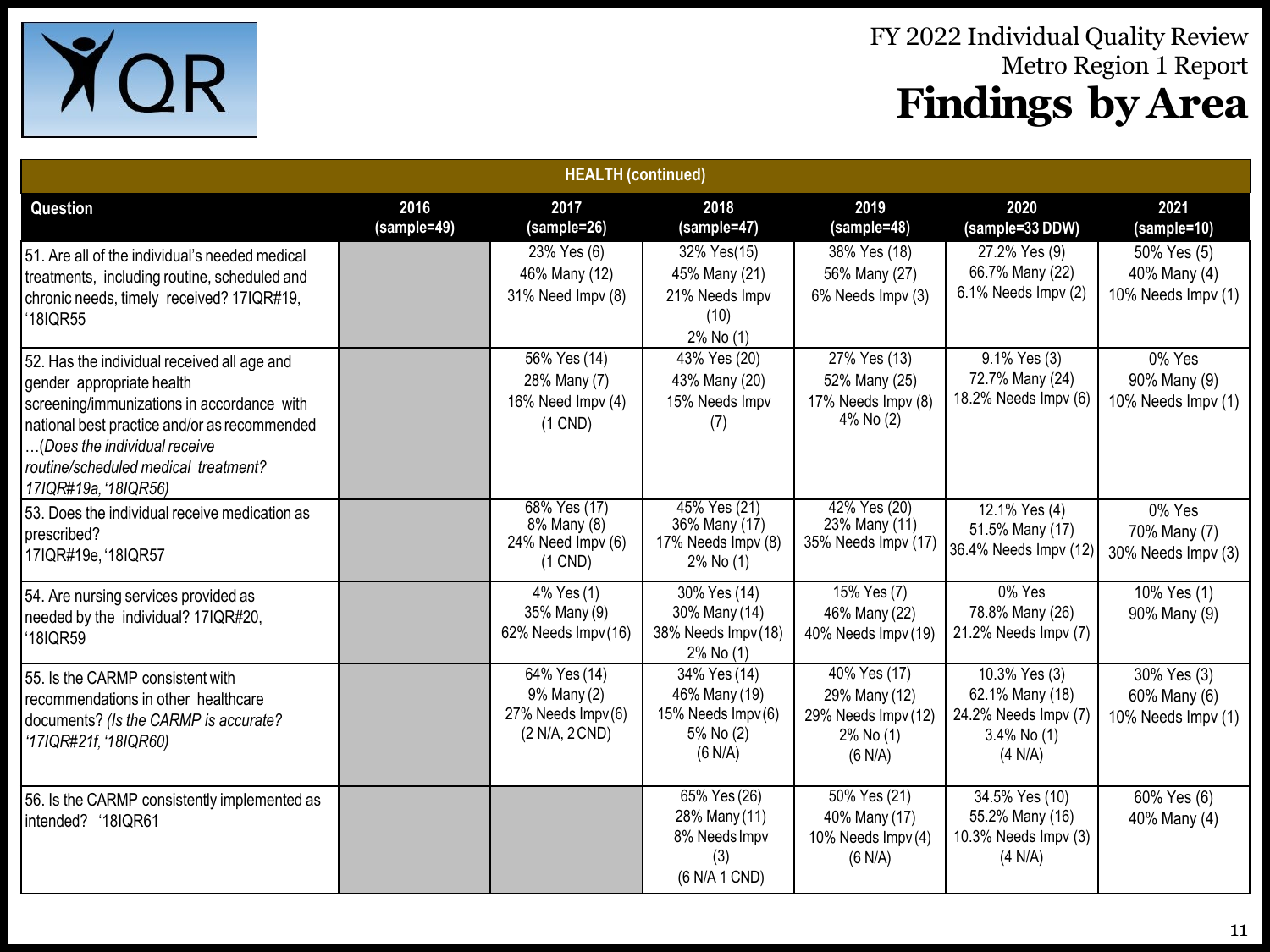# FY 2022 Individual Quality Review
## Metro Region 1 Report
# Findings by Area

| HEALTH (continued) | | | | | | |
|---|---|---|---|---|---|---|
| **Question** | **2016 (sample=49)** | **2017 (sample=26)** | **2018 (sample=47)** | **2019 (sample=48)** | **2020 (sample=33 DDW)** | **2021 (sample=10)** |
| 51. Are all of the individual's needed medical treatments, including routine, scheduled and chronic needs, timely received? 17IQR#19, '18IQR55 | | 23% Yes (6) 46% Many (12) 31% Need Impv (8) | 32% Yes(15) 45% Many (21) 21% Needs Impv (10) 2% No (1) | 38% Yes (18) 56% Many (27) 6% Needs Impv (3) | 27.2% Yes (9) 66.7% Many (22) 6.1% Needs Impv (2) | 50% Yes (5) 40% Many (4) 10% Needs Impv (1) |
| 52. Has the individual received all age and gender appropriate health screening/immunizations in accordance with national best practice and/or as recommended …*(Does the individual receive routine/scheduled medical treatment? 17IQR#19a, '18IQR56)* | | 56% Yes (14) 28% Many (7) 16% Need Impv (4) (1 CND) | 43% Yes (20) 43% Many (20) 15% Needs Impv (7) | 27% Yes (13) 52% Many (25) 17% Needs Impv (8) 4% No (2) | 9.1% Yes (3) 72.7% Many (24) 18.2% Needs Impv (6) | 0% Yes 90% Many (9) 10% Needs Impv (1) |
| 53. Does the individual receive medication as prescribed? 17IQR#19e, '18IQR57 | | 68% Yes (17) 8% Many (8) 24% Need Impv (6) (1 CND) | 45% Yes (21) 36% Many (17) 17% Needs Impv (8) 2% No (1) | 42% Yes (20) 23% Many (11) 35% Needs Impv (17) | 12.1% Yes (4) 51.5% Many (17) 36.4% Needs Impv (12) | 0% Yes 70% Many (7) 30% Needs Impv (3) |
| 54. Are nursing services provided as needed by the individual? 17IQR#20, '18IQR59 | | 4% Yes (1) 35% Many (9) 62% Needs Impv (16) | 30% Yes (14) 30% Many (14) 38% Needs Impv (18) 2% No (1) | 15% Yes (7) 46% Many (22) 40% Needs Impv (19) | 0% Yes 78.8% Many (26) 21.2% Needs Impv (7) | 10% Yes (1) 90% Many (9) |
| 55. Is the CARMP consistent with recommendations in other healthcare documents? *(Is the CARMP is accurate? '17IQR#21f, '18IQR60)* | | 64% Yes (14) 9% Many (2) 27% Needs Impv (6) (2 N/A, 2 CND) | 34% Yes (14) 46% Many (19) 15% Needs Impv (6) 5% No (2) (6 N/A) | 40% Yes (17) 29% Many (12) 29% Needs Impv (12) 2% No (1) (6 N/A) | 10.3% Yes (3) 62.1% Many (18) 24.2% Needs Impv (7) 3.4% No (1) (4 N/A) | 30% Yes (3) 60% Many (6) 10% Needs Impv (1) |
| 56. Is the CARMP consistently implemented as intended? '18IQR61 | | | 65% Yes (26) 28% Many (11) 8% Needs Impv (3) (6 N/A 1 CND) | 50% Yes (21) 40% Many (17) 10% Needs Impv (4) (6 N/A) | 34.5% Yes (10) 55.2% Many (16) 10.3% Needs Impv (3) (4 N/A) | 60% Yes (6) 40% Many (4) |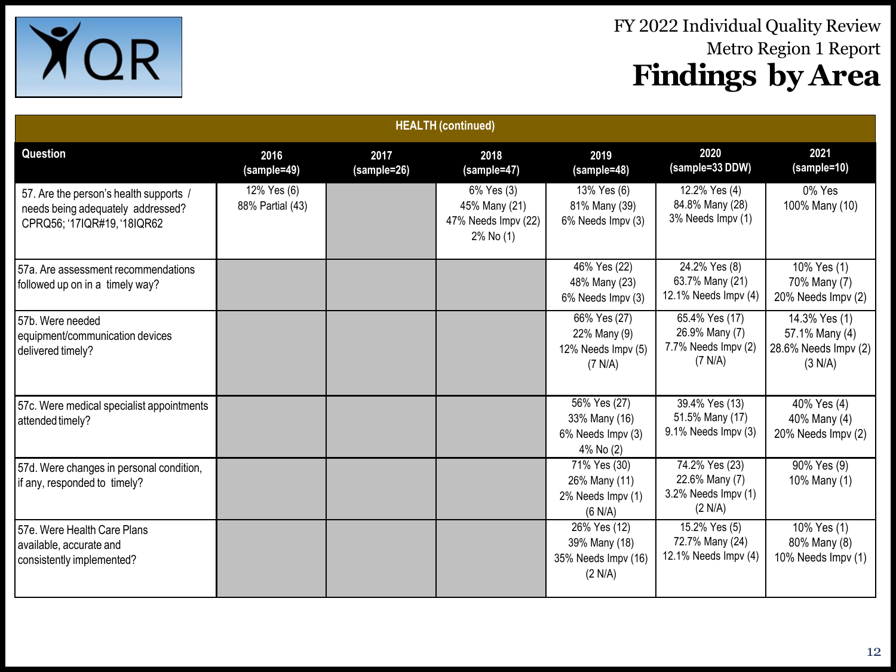# FY 2022 Individual Quality Review

## Metro Region 1 Report

## Findings by Area

| HEALTH (continued) | | | | | | |
|---|---|---|---|---|---|---|
| **Question** | **2016 (sample=49)** | **2017 (sample=26)** | **2018 (sample=47)** | **2019 (sample=48)** | **2020 (sample=33 DDW)** | **2021 (sample=10)** |
| 57. Are the person's health supports / needs being adequately addressed? CPRQ56; '17IQR#19, '18IQR62 | 12% Yes (6) 88% Partial (43) | | 6% Yes (3) 45% Many (21) 47% Needs Impv (22) 2% No (1) | 13% Yes (6) 81% Many (39) 6% Needs Impv (3) | 12.2% Yes (4) 84.8% Many (28) 3% Needs Impv (1) | 0% Yes 100% Many (10) |
| 57a. Are assessment recommendations followed up on in a timely way? | | | | 46% Yes (22) 48% Many (23) 6% Needs Impv (3) | 24.2% Yes (8) 63.7% Many (21) 12.1% Needs Impv (4) | 10% Yes (1) 70% Many (7) 20% Needs Impv (2) |
| 57b. Were needed equipment/communication devices delivered timely? | | | | 66% Yes (27) 22% Many (9) 12% Needs Impv (5) (7 N/A) | 65.4% Yes (17) 26.9% Many (7) 7.7% Needs Impv (2) (7 N/A) | 14.3% Yes (1) 57.1% Many (4) 28.6% Needs Impv (2) (3 N/A) |
| 57c. Were medical specialist appointments attended timely? | | | | 56% Yes (27) 33% Many (16) 6% Needs Impv (3) 4% No (2) | 39.4% Yes (13) 51.5% Many (17) 9.1% Needs Impv (3) | 40% Yes (4) 40% Many (4) 20% Needs Impv (2) |
| 57d. Were changes in personal condition, if any, responded to timely? | | | | 71% Yes (30) 26% Many (11) 2% Needs Impv (1) (6 N/A) | 74.2% Yes (23) 22.6% Many (7) 3.2% Needs Impv (1) (2 N/A) | 90% Yes (9) 10% Many (1) |
| 57e. Were Health Care Plans available, accurate and consistently implemented? | | | | 26% Yes (12) 39% Many (18) 35% Needs Impv (16) (2 N/A) | 15.2% Yes (5) 72.7% Many (24) 12.1% Needs Impv (4) | 10% Yes (1) 80% Many (8) 10% Needs Impv (1) |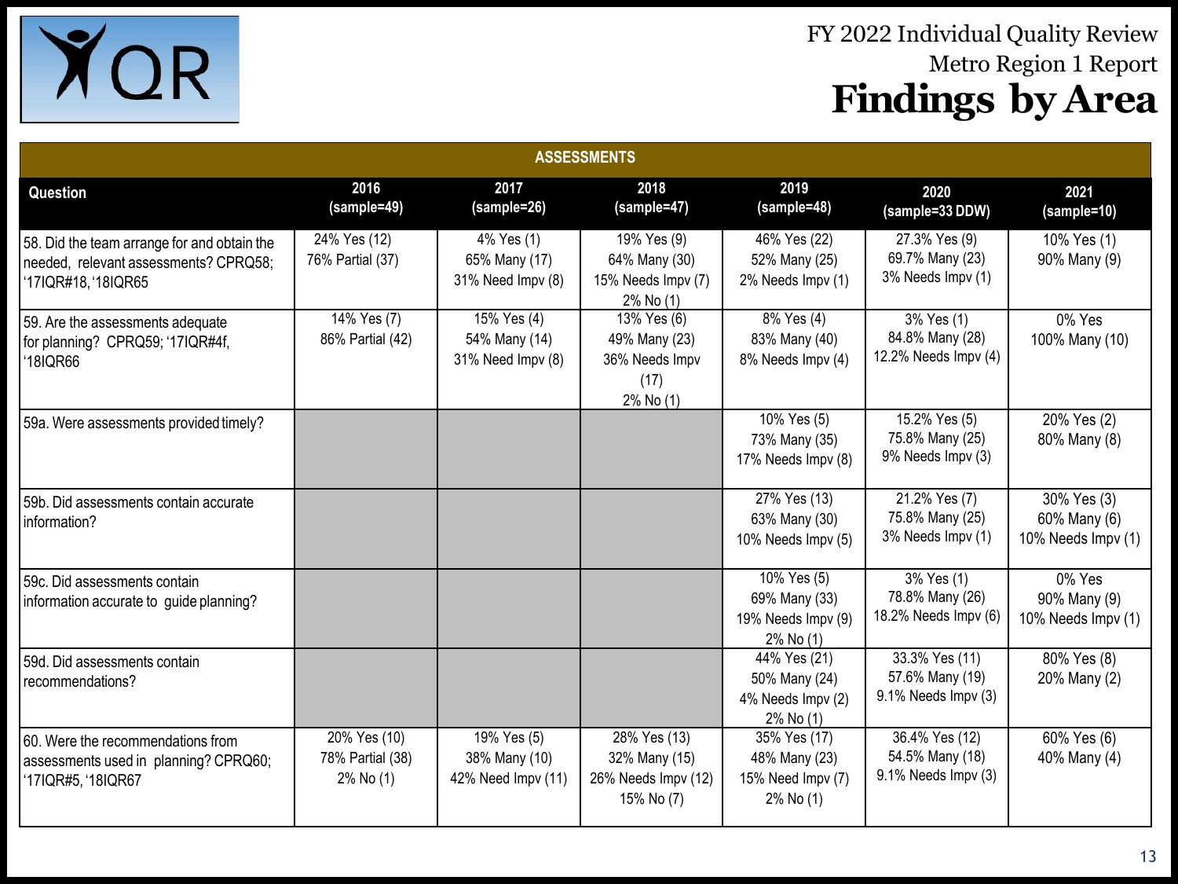# FY 2022 Individual Quality Review
## Metro Region 1 Report
# Findings by Area

| ASSESSMENTS | | | | | | |
|---|---|---|---|---|---|---|
| **Question** | **2016 (sample=49)** | **2017 (sample=26)** | **2018 (sample=47)** | **2019 (sample=48)** | **2020 (sample=33 DDW)** | **2021 (sample=10)** |
| 58. Did the team arrange for and obtain the needed, relevant assessments? CPRQ58; '17IQR#18, '18IQR65 | 24% Yes (12)<br>76% Partial (37) | 4% Yes (1)<br>65% Many (17)<br>31% Need Impv (8) | 19% Yes (9)<br>64% Many (30)<br>15% Needs Impv (7)<br>2% No (1) | 46% Yes (22)<br>52% Many (25)<br>2% Needs Impv (1) | 27.3% Yes (9)<br>69.7% Many (23)<br>3% Needs Impv (1) | 10% Yes (1)<br>90% Many (9) |
| 59. Are the assessments adequate for planning? CPRQ59; '17IQR#4f, '18IQR66 | 14% Yes (7)<br>86% Partial (42) | 15% Yes (4)<br>54% Many (14)<br>31% Need Impv (8) | 13% Yes (6)<br>49% Many (23)<br>36% Needs Impv (17)<br>2% No (1) | 8% Yes (4)<br>83% Many (40)<br>8% Needs Impv (4) | 3% Yes (1)<br>84.8% Many (28)<br>12.2% Needs Impv (4) | 0% Yes<br>100% Many (10) |
| 59a. Were assessments provided timely? | | | | 10% Yes (5)<br>73% Many (35)<br>17% Needs Impv (8) | 15.2% Yes (5)<br>75.8% Many (25)<br>9% Needs Impv (3) | 20% Yes (2)<br>80% Many (8) |
| 59b. Did assessments contain accurate information? | | | | 27% Yes (13)<br>63% Many (30)<br>10% Needs Impv (5) | 21.2% Yes (7)<br>75.8% Many (25)<br>3% Needs Impv (1) | 30% Yes (3)<br>60% Many (6)<br>10% Needs Impv (1) |
| 59c. Did assessments contain information accurate to guide planning? | | | | 10% Yes (5)<br>69% Many (33)<br>19% Needs Impv (9)<br>2% No (1) | 3% Yes (1)<br>78.8% Many (26)<br>18.2% Needs Impv (6) | 0% Yes<br>90% Many (9)<br>10% Needs Impv (1) |
| 59d. Did assessments contain recommendations? | | | | 44% Yes (21)<br>50% Many (24)<br>4% Needs Impv (2)<br>2% No (1) | 33.3% Yes (11)<br>57.6% Many (19)<br>9.1% Needs Impv (3) | 80% Yes (8)<br>20% Many (2) |
| 60. Were the recommendations from assessments used in planning? CPRQ60; '17IQR#5, '18IQR67 | 20% Yes (10)<br>78% Partial (38)<br>2% No (1) | 19% Yes (5)<br>38% Many (10)<br>42% Need Impv (11) | 28% Yes (13)<br>32% Many (15)<br>26% Needs Impv (12)<br>15% No (7) | 35% Yes (17)<br>48% Many (23)<br>15% Need Impv (7)<br>2% No (1) | 36.4% Yes (12)<br>54.5% Many (18)<br>9.1% Needs Impv (3) | 60% Yes (6)<br>40% Many (4) |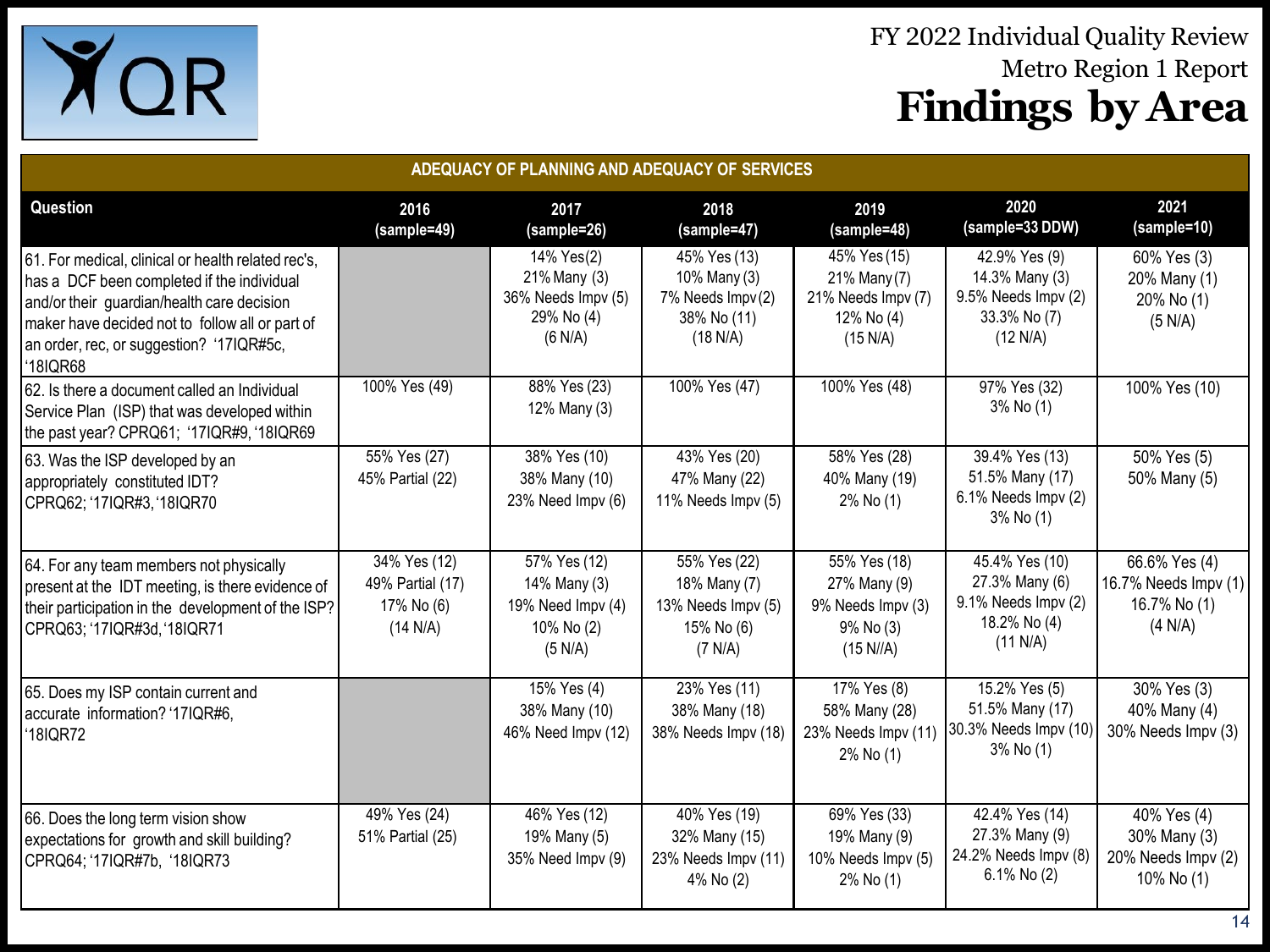FY 2022 Individual Quality Review
Metro Region 1 Report
# Findings by Area

| ADEQUACY OF PLANNING AND ADEQUACY OF SERVICES | | | | | | |
|---|---|---|---|---|---|---|
| Question | 2016 (sample=49) | 2017 (sample=26) | 2018 (sample=47) | 2019 (sample=48) | 2020 (sample=33 DDW) | 2021 (sample=10) |
| 61. For medical, clinical or health related rec's, has a DCF been completed if the individual and/or their guardian/health care decision maker have decided not to follow all or part of an order, rec, or suggestion? '17IQR#5c, '18IQR68 | | 14% Yes(2) 21% Many (3) 36% Needs Impv (5) 29% No (4) (6 N/A) | 45% Yes (13) 10% Many (3) 7% Needs Impv(2) 38% No (11) (18 N/A) | 45% Yes (15) 21% Many(7) 21% Needs Impv (7) 12% No (4) (15 N/A) | 42.9% Yes (9) 14.3% Many (3) 9.5% Needs Impv (2) 33.3% No (7) (12 N/A) | 60% Yes (3) 20% Many (1) 20% No (1) (5 N/A) |
| 62. Is there a document called an Individual Service Plan (ISP) that was developed within the past year? CPRQ61; '17IQR#9, '18IQR69 | 100% Yes (49) | 88% Yes (23) 12% Many (3) | 100% Yes (47) | 100% Yes (48) | 97% Yes (32) 3% No (1) | 100% Yes (10) |
| 63. Was the ISP developed by an appropriately constituted IDT? CPRQ62; '17IQR#3, '18IQR70 | 55% Yes (27) 45% Partial (22) | 38% Yes (10) 38% Many (10) 23% Need Impv (6) | 43% Yes (20) 47% Many (22) 11% Needs Impv (5) | 58% Yes (28) 40% Many (19) 2% No (1) | 39.4% Yes (13) 51.5% Many (17) 6.1% Needs Impv (2) 3% No (1) | 50% Yes (5) 50% Many (5) |
| 64. For any team members not physically present at the IDT meeting, is there evidence of their participation in the development of the ISP? CPRQ63; '17IQR#3d, '18IQR71 | 34% Yes (12) 49% Partial (17) 17% No (6) (14 N/A) | 57% Yes (12) 14% Many (3) 19% Need Impv (4) 10% No (2) (5 N/A) | 55% Yes (22) 18% Many (7) 13% Needs Impv (5) 15% No (6) (7 N/A) | 55% Yes (18) 27% Many (9) 9% Needs Impv (3) 9% No (3) (15 N//A) | 45.4% Yes (10) 27.3% Many (6) 9.1% Needs Impv (2) 18.2% No (4) (11 N/A) | 66.6% Yes (4) 16.7% Needs Impv (1) 16.7% No (1) (4 N/A) |
| 65. Does my ISP contain current and accurate information? '17IQR#6, '18IQR72 | | 15% Yes (4) 38% Many (10) 46% Need Impv (12) | 23% Yes (11) 38% Many (18) 38% Needs Impv (18) | 17% Yes (8) 58% Many (28) 23% Needs Impv (11) 2% No (1) | 15.2% Yes (5) 51.5% Many (17) 30.3% Needs Impv (10) 3% No (1) | 30% Yes (3) 40% Many (4) 30% Needs Impv (3) |
| 66. Does the long term vision show expectations for growth and skill building? CPRQ64; '17IQR#7b, '18IQR73 | 49% Yes (24) 51% Partial (25) | 46% Yes (12) 19% Many (5) 35% Need Impv (9) | 40% Yes (19) 32% Many (15) 23% Needs Impv (11) 4% No (2) | 69% Yes (33) 19% Many (9) 10% Needs Impv (5) 2% No (1) | 42.4% Yes (14) 27.3% Many (9) 24.2% Needs Impv (8) 6.1% No (2) | 40% Yes (4) 30% Many (3) 20% Needs Impv (2) 10% No (1) |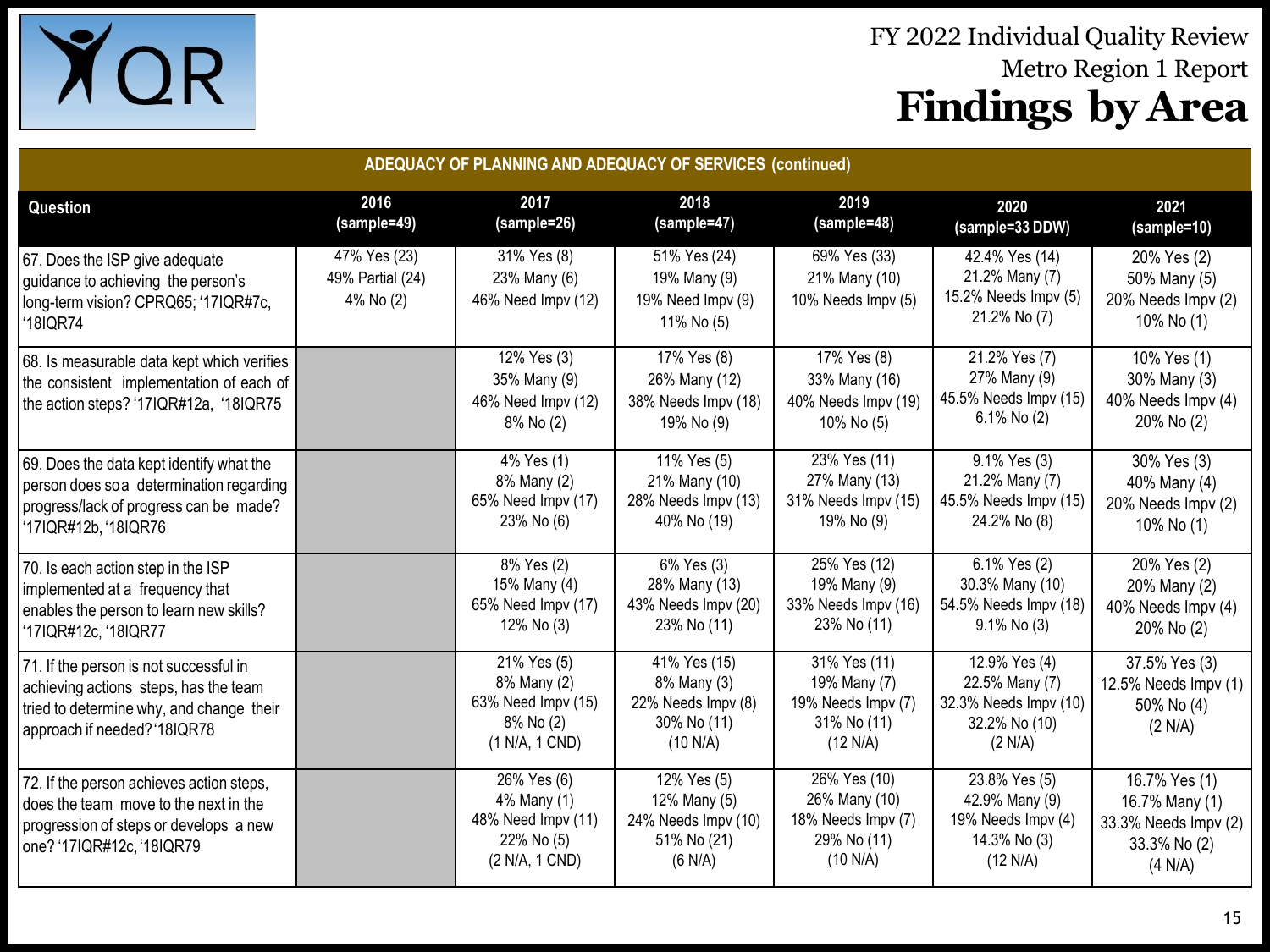# FY 2022 Individual Quality Review

## Metro Region 1 Report

# Findings by Area

| ADEQUACY OF PLANNING AND ADEQUACY OF SERVICES (continued) | | | | | | |
|---|---|---|---|---|---|---|
| **Question** | **2016 (sample=49)** | **2017 (sample=26)** | **2018 (sample=47)** | **2019 (sample=48)** | **2020 (sample=33 DDW)** | **2021 (sample=10)** |
| 67. Does the ISP give adequate guidance to achieving the person's long-term vision? CPRQ65; '17IQR#7c, '18IQR74 | 47% Yes (23) 49% Partial (24) 4% No (2) | 31% Yes (8) 23% Many (6) 46% Need Impv (12) | 51% Yes (24) 19% Many (9) 19% Need Impv (9) 11% No (5) | 69% Yes (33) 21% Many (10) 10% Needs Impv (5) | 42.4% Yes (14) 21.2% Many (7) 15.2% Needs Impv (5) 21.2% No (7) | 20% Yes (2) 50% Many (5) 20% Needs Impv (2) 10% No (1) |
| 68. Is measurable data kept which verifies the consistent implementation of each of the action steps? '17IQR#12a, '18IQR75 | | 12% Yes (3) 35% Many (9) 46% Need Impv (12) 8% No (2) | 17% Yes (8) 26% Many (12) 38% Needs Impv (18) 19% No (9) | 17% Yes (8) 33% Many (16) 40% Needs Impv (19) 10% No (5) | 21.2% Yes (7) 27% Many (9) 45.5% Needs Impv (15) 6.1% No (2) | 10% Yes (1) 30% Many (3) 40% Needs Impv (4) 20% No (2) |
| 69. Does the data kept identify what the person does so a determination regarding progress/lack of progress can be made? '17IQR#12b, '18IQR76 | | 4% Yes (1) 8% Many (2) 65% Need Impv (17) 23% No (6) | 11% Yes (5) 21% Many (10) 28% Needs Impv (13) 40% No (19) | 23% Yes (11) 27% Many (13) 31% Needs Impv (15) 19% No (9) | 9.1% Yes (3) 21.2% Many (7) 45.5% Needs Impv (15) 24.2% No (8) | 30% Yes (3) 40% Many (4) 20% Needs Impv (2) 10% No (1) |
| 70. Is each action step in the ISP implemented at a frequency that enables the person to learn new skills? '17IQR#12c, '18IQR77 | | 8% Yes (2) 15% Many (4) 65% Need Impv (17) 12% No (3) | 6% Yes (3) 28% Many (13) 43% Needs Impv (20) 23% No (11) | 25% Yes (12) 19% Many (9) 33% Needs Impv (16) 23% No (11) | 6.1% Yes (2) 30.3% Many (10) 54.5% Needs Impv (18) 9.1% No (3) | 20% Yes (2) 20% Many (2) 40% Needs Impv (4) 20% No (2) |
| 71. If the person is not successful in achieving actions steps, has the team tried to determine why, and change their approach if needed? '18IQR78 | | 21% Yes (5) 8% Many (2) 63% Need Impv (15) 8% No (2) (1 N/A, 1 CND) | 41% Yes (15) 8% Many (3) 22% Needs Impv (8) 30% No (11) (10 N/A) | 31% Yes (11) 19% Many (7) 19% Needs Impv (7) 31% No (11) (12 N/A) | 12.9% Yes (4) 22.5% Many (7) 32.3% Needs Impv (10) 32.2% No (10) (2 N/A) | 37.5% Yes (3) 12.5% Needs Impv (1) 50% No (4) (2 N/A) |
| 72. If the person achieves action steps, does the team move to the next in the progression of steps or develops a new one? '17IQR#12c, '18IQR79 | | 26% Yes (6) 4% Many (1) 48% Need Impv (11) 22% No (5) (2 N/A, 1 CND) | 12% Yes (5) 12% Many (5) 24% Needs Impv (10) 51% No (21) (6 N/A) | 26% Yes (10) 26% Many (10) 18% Needs Impv (7) 29% No (11) (10 N/A) | 23.8% Yes (5) 42.9% Many (9) 19% Needs Impv (4) 14.3% No (3) (12 N/A) | 16.7% Yes (1) 16.7% Many (1) 33.3% Needs Impv (2) 33.3% No (2) (4 N/A) |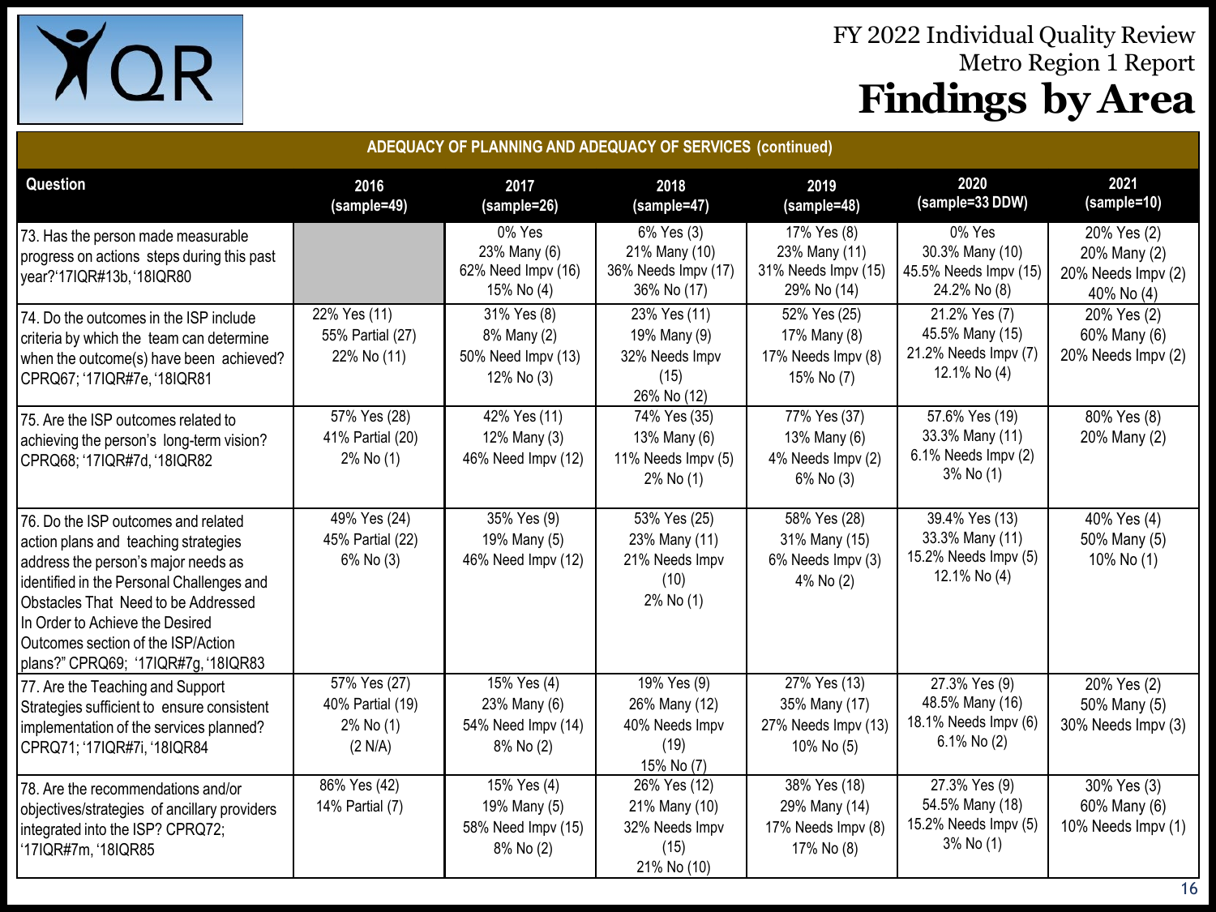# FY 2022 Individual Quality Review
## Metro Region 1 Report
# Findings by Area

**ADEQUACY OF PLANNING AND ADEQUACY OF SERVICES (continued)**

| Question | 2016 (sample=49) | 2017 (sample=26) | 2018 (sample=47) | 2019 (sample=48) | 2020 (sample=33 DDW) | 2021 (sample=10) |
|---|---|---|---|---|---|---|
| 73. Has the person made measurable progress on actions steps during this past year?'17IQR#13b,'18IQR80 | | 0% Yes<br>23% Many (6)<br>62% Need Impv (16)<br>15% No (4) | 6% Yes (3)<br>21% Many (10)<br>36% Needs Impv (17)<br>36% No (17) | 17% Yes (8)<br>23% Many (11)<br>31% Needs Impv (15)<br>29% No (14) | 0% Yes<br>30.3% Many (10)<br>45.5% Needs Impv (15)<br>24.2% No (8) | 20% Yes (2)<br>20% Many (2)<br>20% Needs Impv (2)<br>40% No (4) |
| 74. Do the outcomes in the ISP include criteria by which the team can determine when the outcome(s) have been achieved? CPRQ67; '17IQR#7e, '18IQR81 | 22% Yes (11)<br>55% Partial (27)<br>22% No (11) | 31% Yes (8)<br>8% Many (2)<br>50% Need Impv (13)<br>12% No (3) | 23% Yes (11)<br>19% Many (9)<br>32% Needs Impv (15)<br>26% No (12) | 52% Yes (25)<br>17% Many (8)<br>17% Needs Impv (8)<br>15% No (7) | 21.2% Yes (7)<br>45.5% Many (15)<br>21.2% Needs Impv (7)<br>12.1% No (4) | 20% Yes (2)<br>60% Many (6)<br>20% Needs Impv (2) |
| 75. Are the ISP outcomes related to achieving the person's long-term vision? CPRQ68; '17IQR#7d, '18IQR82 | 57% Yes (28)<br>41% Partial (20)<br>2% No (1) | 42% Yes (11)<br>12% Many (3)<br>46% Need Impv (12) | 74% Yes (35)<br>13% Many (6)<br>11% Needs Impv (5)<br>2% No (1) | 77% Yes (37)<br>13% Many (6)<br>4% Needs Impv (2)<br>6% No (3) | 57.6% Yes (19)<br>33.3% Many (11)<br>6.1% Needs Impv (2)<br>3% No (1) | 80% Yes (8)<br>20% Many (2) |
| 76. Do the ISP outcomes and related action plans and teaching strategies address the person's major needs as identified in the Personal Challenges and Obstacles That Need to be Addressed In Order to Achieve the Desired Outcomes section of the ISP/Action plans?" CPRQ69; '17IQR#7g, '18IQR83 | 49% Yes (24)<br>45% Partial (22)<br>6% No (3) | 35% Yes (9)<br>19% Many (5)<br>46% Need Impv (12) | 53% Yes (25)<br>23% Many (11)<br>21% Needs Impv (10)<br>2% No (1) | 58% Yes (28)<br>31% Many (15)<br>6% Needs Impv (3)<br>4% No (2) | 39.4% Yes (13)<br>33.3% Many (11)<br>15.2% Needs Impv (5)<br>12.1% No (4) | 40% Yes (4)<br>50% Many (5)<br>10% No (1) |
| 77. Are the Teaching and Support Strategies sufficient to ensure consistent implementation of the services planned? CPRQ71; '17IQR#7i, '18IQR84 | 57% Yes (27)<br>40% Partial (19)<br>2% No (1)<br>(2 N/A) | 15% Yes (4)<br>23% Many (6)<br>54% Need Impv (14)<br>8% No (2) | 19% Yes (9)<br>26% Many (12)<br>40% Needs Impv (19)<br>15% No (7) | 27% Yes (13)<br>35% Many (17)<br>27% Needs Impv (13)<br>10% No (5) | 27.3% Yes (9)<br>48.5% Many (16)<br>18.1% Needs Impv (6)<br>6.1% No (2) | 20% Yes (2)<br>50% Many (5)<br>30% Needs Impv (3) |
| 78. Are the recommendations and/or objectives/strategies of ancillary providers integrated into the ISP? CPRQ72; '17IQR#7m, '18IQR85 | 86% Yes (42)<br>14% Partial (7) | 15% Yes (4)<br>19% Many (5)<br>58% Need Impv (15)<br>8% No (2) | 26% Yes (12)<br>21% Many (10)<br>32% Needs Impv (15)<br>21% No (10) | 38% Yes (18)<br>29% Many (14)<br>17% Needs Impv (8)<br>17% No (8) | 27.3% Yes (9)<br>54.5% Many (18)<br>15.2% Needs Impv (5)<br>3% No (1) | 30% Yes (3)<br>60% Many (6)<br>10% Needs Impv (1) |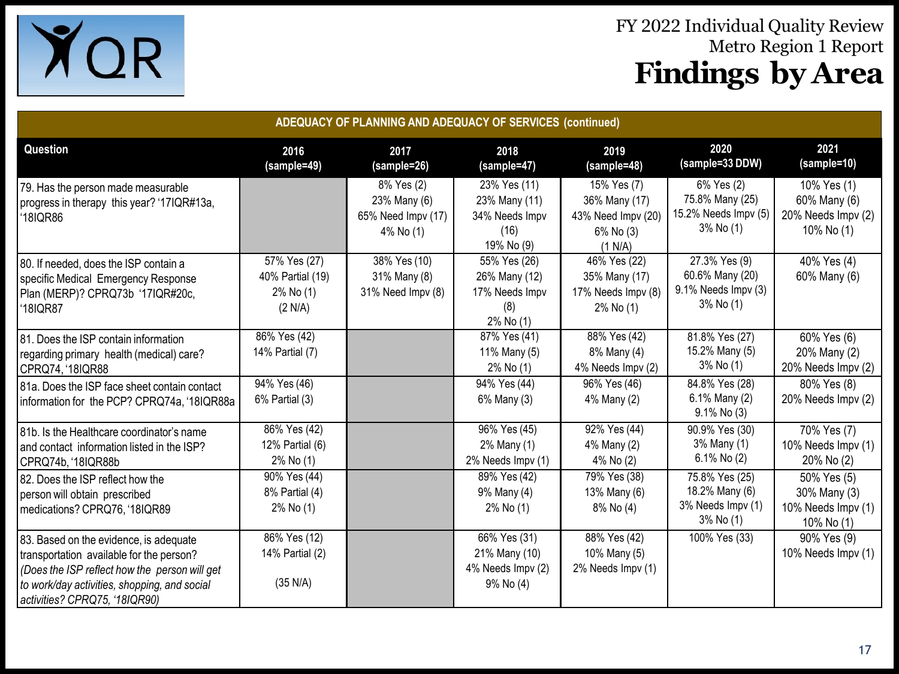# FY 2022 Individual Quality Review
## Metro Region 1 Report
# Findings by Area

| ADEQUACY OF PLANNING AND ADEQUACY OF SERVICES (continued) | | | | | | |
|---|---|---|---|---|---|---|
| **Question** | **2016 (sample=49)** | **2017 (sample=26)** | **2018 (sample=47)** | **2019 (sample=48)** | **2020 (sample=33 DDW)** | **2021 (sample=10)** |
| 79. Has the person made measurable progress in therapy this year? '17IQR#13a, '18IQR86 | | 8% Yes (2) 23% Many (6) 65% Need Impv (17) 4% No (1) | 23% Yes (11) 23% Many (11) 34% Needs Impv (16) 19% No (9) | 15% Yes (7) 36% Many (17) 43% Need Impv (20) 6% No (3) (1 N/A) | 6% Yes (2) 75.8% Many (25) 15.2% Needs Impv (5) 3% No (1) | 10% Yes (1) 60% Many (6) 20% Needs Impv (2) 10% No (1) |
| 80. If needed, does the ISP contain a specific Medical Emergency Response Plan (MERP)? CPRQ73b '17IQR#20c, '18IQR87 | 57% Yes (27) 40% Partial (19) 2% No (1) (2 N/A) | 38% Yes (10) 31% Many (8) 31% Need Impv (8) | 55% Yes (26) 26% Many (12) 17% Needs Impv (8) 2% No (1) | 46% Yes (22) 35% Many (17) 17% Needs Impv (8) 2% No (1) | 27.3% Yes (9) 60.6% Many (20) 9.1% Needs Impv (3) 3% No (1) | 40% Yes (4) 60% Many (6) |
| 81. Does the ISP contain information regarding primary health (medical) care? CPRQ74, '18IQR88 | 86% Yes (42) 14% Partial (7) | | 87% Yes (41) 11% Many (5) 2% No (1) | 88% Yes (42) 8% Many (4) 4% Needs Impv (2) | 81.8% Yes (27) 15.2% Many (5) 3% No (1) | 60% Yes (6) 20% Many (2) 20% Needs Impv (2) |
| 81a. Does the ISP face sheet contain contact information for the PCP? CPRQ74a, '18IQR88a | 94% Yes (46) 6% Partial (3) | | 94% Yes (44) 6% Many (3) | 96% Yes (46) 4% Many (2) | 84.8% Yes (28) 6.1% Many (2) 9.1% No (3) | 80% Yes (8) 20% Needs Impv (2) |
| 81b. Is the Healthcare coordinator's name and contact information listed in the ISP? CPRQ74b, '18IQR88b | 86% Yes (42) 12% Partial (6) 2% No (1) | | 96% Yes (45) 2% Many (1) 2% Needs Impv (1) | 92% Yes (44) 4% Many (2) 4% No (2) | 90.9% Yes (30) 3% Many (1) 6.1% No (2) | 70% Yes (7) 10% Needs Impv (1) 20% No (2) |
| 82. Does the ISP reflect how the person will obtain prescribed medications? CPRQ76, '18IQR89 | 90% Yes (44) 8% Partial (4) 2% No (1) | | 89% Yes (42) 9% Many (4) 2% No (1) | 79% Yes (38) 13% Many (6) 8% No (4) | 75.8% Yes (25) 18.2% Many (6) 3% Needs Impv (1) 3% No (1) | 50% Yes (5) 30% Many (3) 10% Needs Impv (1) 10% No (1) |
| 83. Based on the evidence, is adequate transportation available for the person? *(Does the ISP reflect how the person will get to work/day activities, shopping, and social activities? CPRQ75, '18IQR90)* | 86% Yes (12) 14% Partial (2) (35 N/A) | | 66% Yes (31) 21% Many (10) 4% Needs Impv (2) 9% No (4) | 88% Yes (42) 10% Many (5) 2% Needs Impv (1) | 100% Yes (33) | 90% Yes (9) 10% Needs Impv (1) |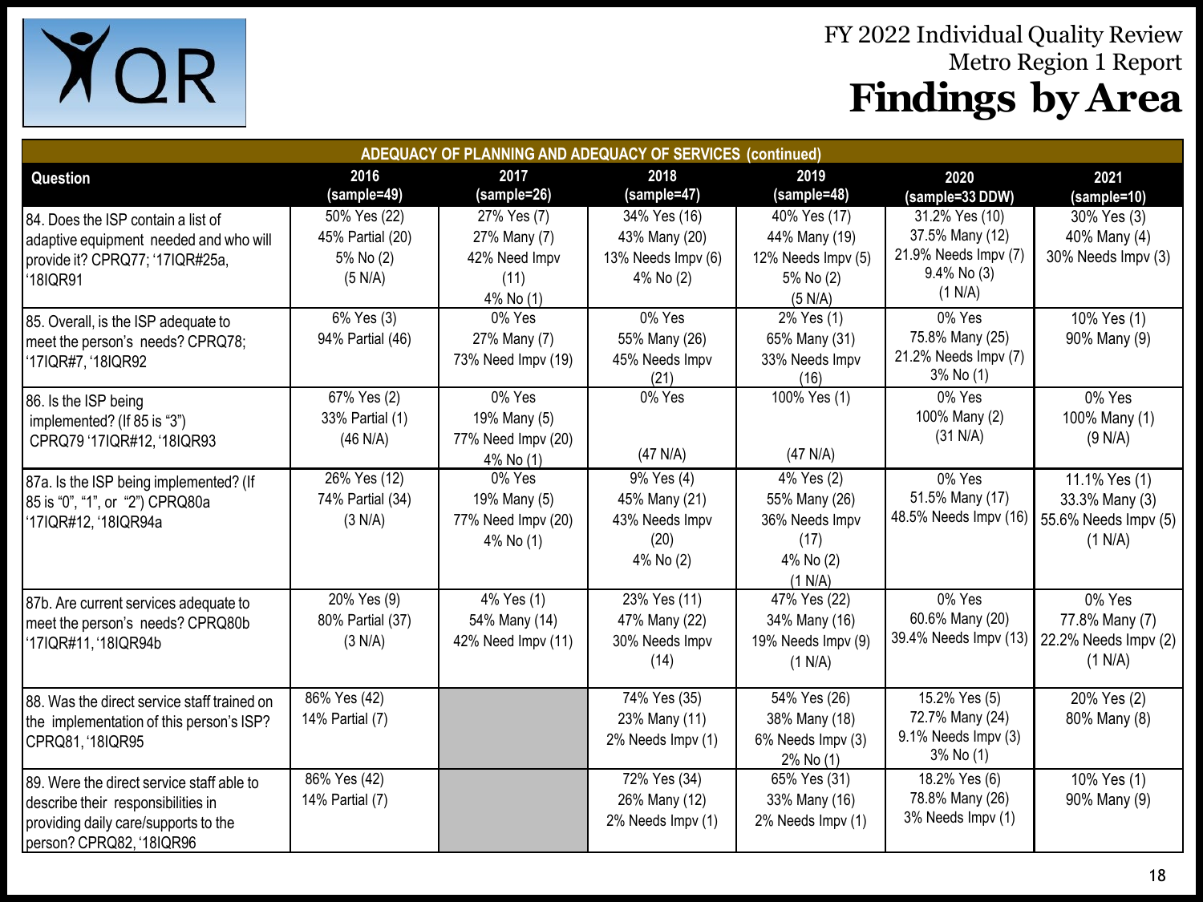# FY 2022 Individual Quality Review
## Metro Region 1 Report
# Findings by Area

| Question | 2016 (sample=49) | 2017 (sample=26) | 2018 (sample=47) | 2019 (sample=48) | 2020 (sample=33 DDW) | 2021 (sample=10) |
|---|---|---|---|---|---|---|
| **ADEQUACY OF PLANNING AND ADEQUACY OF SERVICES (continued)** | | | | | | |
| 84. Does the ISP contain a list of adaptive equipment needed and who will provide it? CPRQ77; '17IQR#25a, '18IQR91 | 50% Yes (22)<br>45% Partial (20)<br>5% No (2)<br>(5 N/A) | 27% Yes (7)<br>27% Many (7)<br>42% Need Impv (11)<br>4% No (1) | 34% Yes (16)<br>43% Many (20)<br>13% Needs Impv (6)<br>4% No (2) | 40% Yes (17)<br>44% Many (19)<br>12% Needs Impv (5)<br>5% No (2)<br>(5 N/A) | 31.2% Yes (10)<br>37.5% Many (12)<br>21.9% Needs Impv (7)<br>9.4% No (3)<br>(1 N/A) | 30% Yes (3)<br>40% Many (4)<br>30% Needs Impv (3) |
| 85. Overall, is the ISP adequate to meet the person's needs? CPRQ78; '17IQR#7, '18IQR92 | 6% Yes (3)<br>94% Partial (46) | 0% Yes<br>27% Many (7)<br>73% Need Impv (19) | 0% Yes<br>55% Many (26)<br>45% Needs Impv (21) | 2% Yes (1)<br>65% Many (31)<br>33% Needs Impv (16) | 0% Yes<br>75.8% Many (25)<br>21.2% Needs Impv (7)<br>3% No (1) | 10% Yes (1)<br>90% Many (9) |
| 86. Is the ISP being implemented? (If 85 is "3") CPRQ79 '17IQR#12, '18IQR93 | 67% Yes (2)<br>33% Partial (1)<br>(46 N/A) | 0% Yes<br>19% Many (5)<br>77% Need Impv (20)<br>4% No (1) | 0% Yes<br>(47 N/A) | 100% Yes (1)<br>(47 N/A) | 0% Yes<br>100% Many (2)<br>(31 N/A) | 0% Yes<br>100% Many (1)<br>(9 N/A) |
| 87a. Is the ISP being implemented? (If 85 is "0", "1", or "2") CPRQ80a '17IQR#12, '18IQR94a | 26% Yes (12)<br>74% Partial (34)<br>(3 N/A) | 0% Yes<br>19% Many (5)<br>77% Need Impv (20)<br>4% No (1) | 9% Yes (4)<br>45% Many (21)<br>43% Needs Impv (20)<br>4% No (2) | 4% Yes (2)<br>55% Many (26)<br>36% Needs Impv (17)<br>4% No (2)<br>(1 N/A) | 0% Yes<br>51.5% Many (17)<br>48.5% Needs Impv (16) | 11.1% Yes (1)<br>33.3% Many (3)<br>55.6% Needs Impv (5)<br>(1 N/A) |
| 87b. Are current services adequate to meet the person's needs? CPRQ80b '17IQR#11, '18IQR94b | 20% Yes (9)<br>80% Partial (37)<br>(3 N/A) | 4% Yes (1)<br>54% Many (14)<br>42% Need Impv (11) | 23% Yes (11)<br>47% Many (22)<br>30% Needs Impv (14) | 47% Yes (22)<br>34% Many (16)<br>19% Needs Impv (9)<br>(1 N/A) | 0% Yes<br>60.6% Many (20)<br>39.4% Needs Impv (13) | 0% Yes<br>77.8% Many (7)<br>22.2% Needs Impv (2)<br>(1 N/A) |
| 88. Was the direct service staff trained on the implementation of this person's ISP? CPRQ81, '18IQR95 | 86% Yes (42)<br>14% Partial (7) | | 74% Yes (35)<br>23% Many (11)<br>2% Needs Impv (1) | 54% Yes (26)<br>38% Many (18)<br>6% Needs Impv (3)<br>2% No (1) | 15.2% Yes (5)<br>72.7% Many (24)<br>9.1% Needs Impv (3)<br>3% No (1) | 20% Yes (2)<br>80% Many (8) |
| 89. Were the direct service staff able to describe their responsibilities in providing daily care/supports to the person? CPRQ82, '18IQR96 | 86% Yes (42)<br>14% Partial (7) | | 72% Yes (34)<br>26% Many (12)<br>2% Needs Impv (1) | 65% Yes (31)<br>33% Many (16)<br>2% Needs Impv (1) | 18.2% Yes (6)<br>78.8% Many (26)<br>3% Needs Impv (1) | 10% Yes (1)<br>90% Many (9) |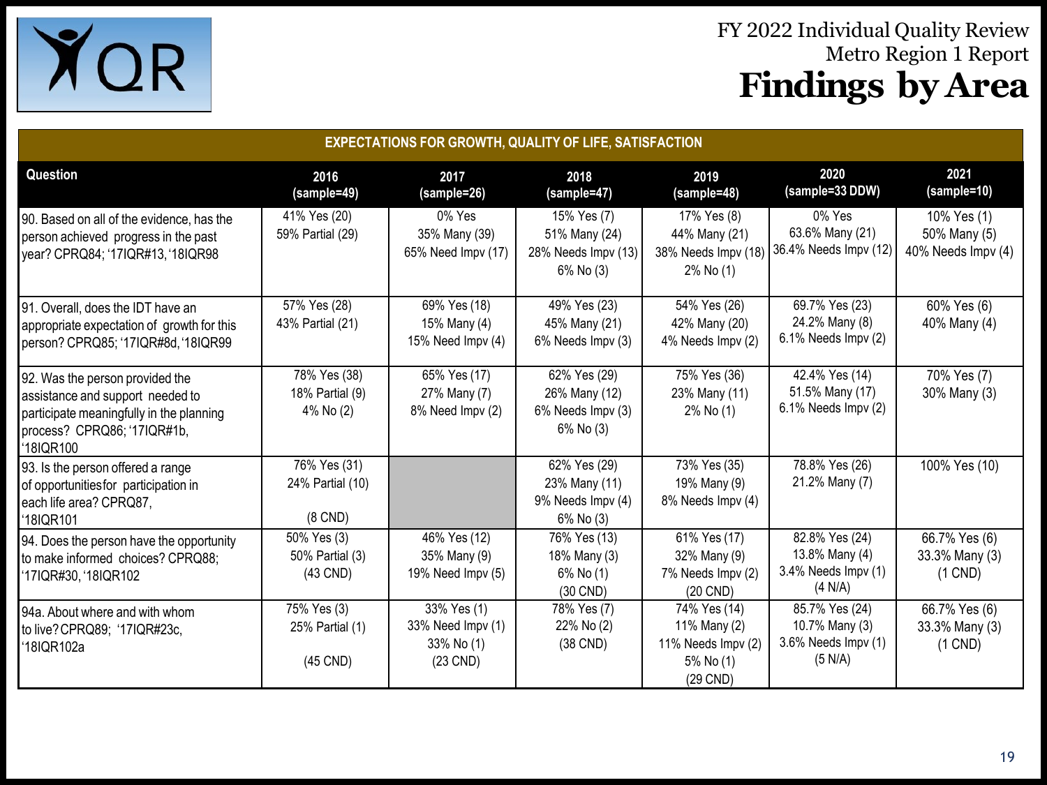FY 2022 Individual Quality Review
Metro Region 1 Report

# Findings by Area

| EXPECTATIONS FOR GROWTH, QUALITY OF LIFE, SATISFACTION | | | | | | |
|---|---|---|---|---|---|---|
| **Question** | **2016 (sample=49)** | **2017 (sample=26)** | **2018 (sample=47)** | **2019 (sample=48)** | **2020 (sample=33 DDW)** | **2021 (sample=10)** |
| 90. Based on all of the evidence, has the person achieved progress in the past year? CPRQ84; '17IQR#13, '18IQR98 | 41% Yes (20)<br>59% Partial (29) | 0% Yes<br>35% Many (39)<br>65% Need Impv (17) | 15% Yes (7)<br>51% Many (24)<br>28% Needs Impv (13)<br>6% No (3) | 17% Yes (8)<br>44% Many (21)<br>38% Needs Impv (18)<br>2% No (1) | 0% Yes<br>63.6% Many (21)<br>36.4% Needs Impv (12) | 10% Yes (1)<br>50% Many (5)<br>40% Needs Impv (4) |
| 91. Overall, does the IDT have an appropriate expectation of growth for this person? CPRQ85; '17IQR#8d, '18IQR99 | 57% Yes (28)<br>43% Partial (21) | 69% Yes (18)<br>15% Many (4)<br>15% Need Impv (4) | 49% Yes (23)<br>45% Many (21)<br>6% Needs Impv (3) | 54% Yes (26)<br>42% Many (20)<br>4% Needs Impv (2) | 69.7% Yes (23)<br>24.2% Many (8)<br>6.1% Needs Impv (2) | 60% Yes (6)<br>40% Many (4) |
| 92. Was the person provided the assistance and support needed to participate meaningfully in the planning process? CPRQ86; '17IQR#1b, '18IQR100 | 78% Yes (38)<br>18% Partial (9)<br>4% No (2) | 65% Yes (17)<br>27% Many (7)<br>8% Need Impv (2) | 62% Yes (29)<br>26% Many (12)<br>6% Needs Impv (3)<br>6% No (3) | 75% Yes (36)<br>23% Many (11)<br>2% No (1) | 42.4% Yes (14)<br>51.5% Many (17)<br>6.1% Needs Impv (2) | 70% Yes (7)<br>30% Many (3) |
| 93. Is the person offered a range of opportunities for participation in each life area? CPRQ87, '18IQR101 | 76% Yes (31)<br>24% Partial (10)<br>(8 CND) | | 62% Yes (29)<br>23% Many (11)<br>9% Needs Impv (4)<br>6% No (3) | 73% Yes (35)<br>19% Many (9)<br>8% Needs Impv (4) | 78.8% Yes (26)<br>21.2% Many (7) | 100% Yes (10) |
| 94. Does the person have the opportunity to make informed choices? CPRQ88; '17IQR#30, '18IQR102 | 50% Yes (3)<br>50% Partial (3)<br>(43 CND) | 46% Yes (12)<br>35% Many (9)<br>19% Need Impv (5) | 76% Yes (13)<br>18% Many (3)<br>6% No (1)<br>(30 CND) | 61% Yes (17)<br>32% Many (9)<br>7% Needs Impv (2)<br>(20 CND) | 82.8% Yes (24)<br>13.8% Many (4)<br>3.4% Needs Impv (1)<br>(4 N/A) | 66.7% Yes (6)<br>33.3% Many (3)<br>(1 CND) |
| 94a. About where and with whom to live? CPRQ89; '17IQR#23c, '18IQR102a | 75% Yes (3)<br>25% Partial (1)<br>(45 CND) | 33% Yes (1)<br>33% Need Impv (1)<br>33% No (1)<br>(23 CND) | 78% Yes (7)<br>22% No (2)<br>(38 CND) | 74% Yes (14)<br>11% Many (2)<br>11% Needs Impv (2)<br>5% No (1)<br>(29 CND) | 85.7% Yes (24)<br>10.7% Many (3)<br>3.6% Needs Impv (1)<br>(5 N/A) | 66.7% Yes (6)<br>33.3% Many (3)<br>(1 CND) |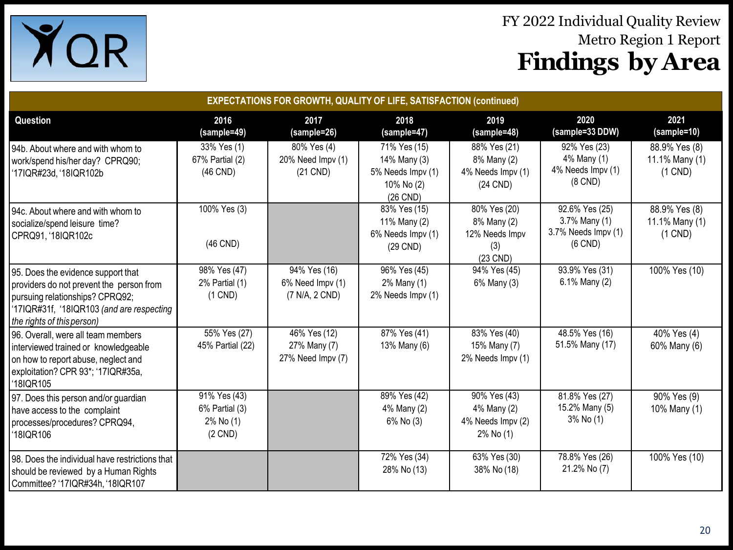# FY 2022 Individual Quality Review

## Metro Region 1 Report

# Findings by Area

| EXPECTATIONS FOR GROWTH, QUALITY OF LIFE, SATISFACTION (continued) | | | | | | |
|---|---|---|---|---|---|---|
| **Question** | **2016 (sample=49)** | **2017 (sample=26)** | **2018 (sample=47)** | **2019 (sample=48)** | **2020 (sample=33 DDW)** | **2021 (sample=10)** |
| 94b. About where and with whom to work/spend his/her day? CPRQ90; '17IQR#23d, '18IQR102b | 33% Yes (1) 67% Partial (2) (46 CND) | 80% Yes (4) 20% Need Impv (1) (21 CND) | 71% Yes (15) 14% Many (3) 5% Needs Impv (1) 10% No (2) (26 CND) | 88% Yes (21) 8% Many (2) 4% Needs Impv (1) (24 CND) | 92% Yes (23) 4% Many (1) 4% Needs Impv (1) (8 CND) | 88.9% Yes (8) 11.1% Many (1) (1 CND) |
| 94c. About where and with whom to socialize/spend leisure time? CPRQ91, '18IQR102c | 100% Yes (3) (46 CND) | | 83% Yes (15) 11% Many (2) 6% Needs Impv (1) (29 CND) | 80% Yes (20) 8% Many (2) 12% Needs Impv (3) (23 CND) | 92.6% Yes (25) 3.7% Many (1) 3.7% Needs Impv (1) (6 CND) | 88.9% Yes (8) 11.1% Many (1) (1 CND) |
| 95. Does the evidence support that providers do not prevent the person from pursuing relationships? CPRQ92; '17IQR#31f, '18IQR103 *(and are respecting the rights of this person)* | 98% Yes (47) 2% Partial (1) (1 CND) | 94% Yes (16) 6% Need Impv (1) (7 N/A, 2 CND) | 96% Yes (45) 2% Many (1) 2% Needs Impv (1) | 94% Yes (45) 6% Many (3) | 93.9% Yes (31) 6.1% Many (2) | 100% Yes (10) |
| 96. Overall, were all team members interviewed trained or knowledgeable on how to report abuse, neglect and exploitation? CPR 93*; '17IQR#35a, '18IQR105 | 55% Yes (27) 45% Partial (22) | 46% Yes (12) 27% Many (7) 27% Need Impv (7) | 87% Yes (41) 13% Many (6) | 83% Yes (40) 15% Many (7) 2% Needs Impv (1) | 48.5% Yes (16) 51.5% Many (17) | 40% Yes (4) 60% Many (6) |
| 97. Does this person and/or guardian have access to the complaint processes/procedures? CPRQ94, '18IQR106 | 91% Yes (43) 6% Partial (3) 2% No (1) (2 CND) | | 89% Yes (42) 4% Many (2) 6% No (3) | 90% Yes (43) 4% Many (2) 4% Needs Impv (2) 2% No (1) | 81.8% Yes (27) 15.2% Many (5) 3% No (1) | 90% Yes (9) 10% Many (1) |
| 98. Does the individual have restrictions that should be reviewed by a Human Rights Committee? '17IQR#34h, '18IQR107 | | | 72% Yes (34) 28% No (13) | 63% Yes (30) 38% No (18) | 78.8% Yes (26) 21.2% No (7) | 100% Yes (10) |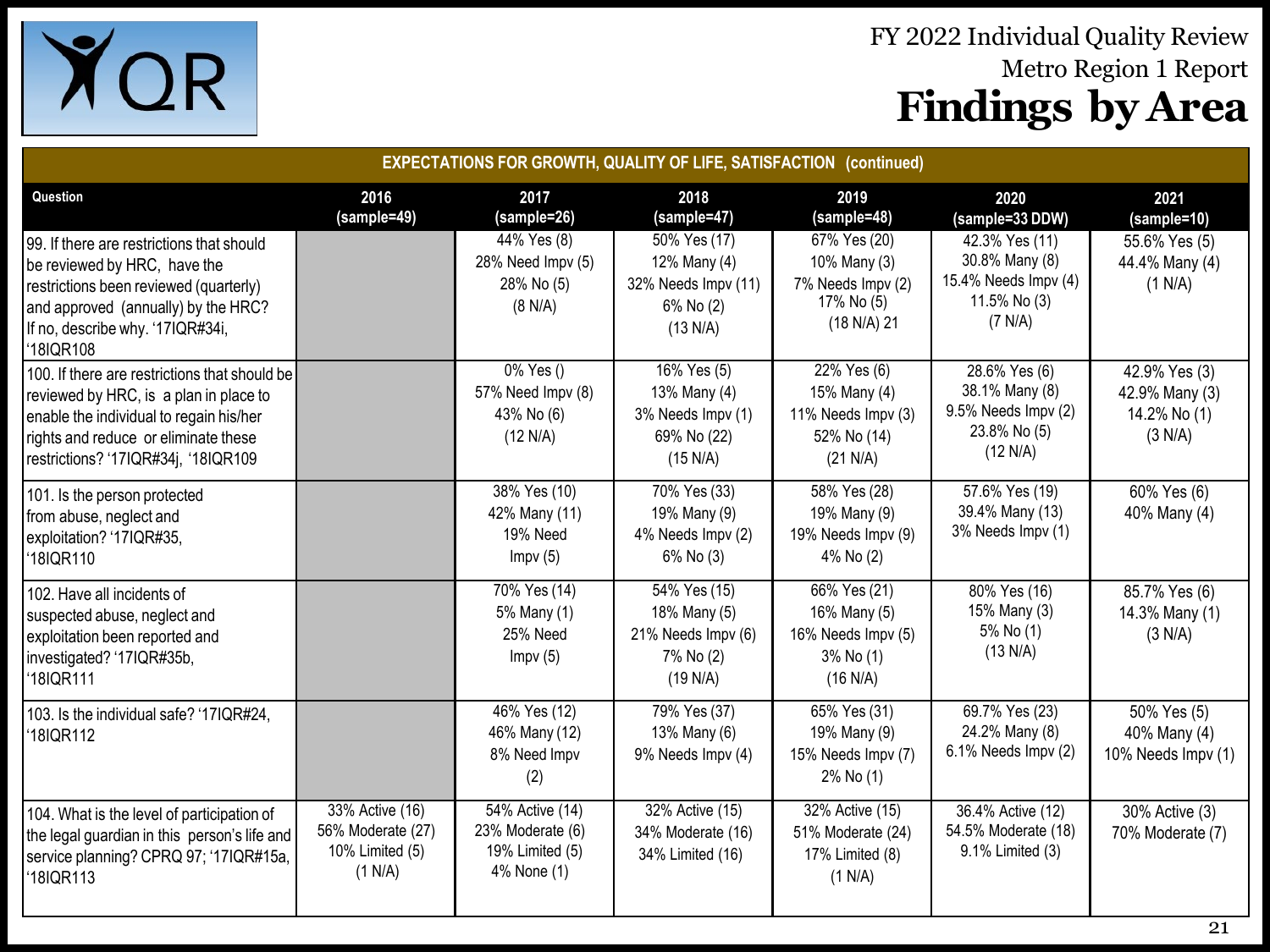# FY 2022 Individual Quality Review
## Metro Region 1 Report
# Findings by Area

| EXPECTATIONS FOR GROWTH, QUALITY OF LIFE, SATISFACTION (continued) | | | | | | |
|---|---|---|---|---|---|---|
| **Question** | **2016 (sample=49)** | **2017 (sample=26)** | **2018 (sample=47)** | **2019 (sample=48)** | **2020 (sample=33 DDW)** | **2021 (sample=10)** |
| 99. If there are restrictions that should be reviewed by HRC, have the restrictions been reviewed (quarterly) and approved (annually) by the HRC? If no, describe why. '17IQR#34i, '18IQR108 | | 44% Yes (8) 28% Need Impv (5) 28% No (5) (8 N/A) | 50% Yes (17) 12% Many (4) 32% Needs Impv (11) 6% No (2) (13 N/A) | 67% Yes (20) 10% Many (3) 7% Needs Impv (2) 17% No (5) (18 N/A) 21 | 42.3% Yes (11) 30.8% Many (8) 15.4% Needs Impv (4) 11.5% No (3) (7 N/A) | 55.6% Yes (5) 44.4% Many (4) (1 N/A) |
| 100. If there are restrictions that should be reviewed by HRC, is a plan in place to enable the individual to regain his/her rights and reduce or eliminate these restrictions? '17IQR#34j, '18IQR109 | | 0% Yes () 57% Need Impv (8) 43% No (6) (12 N/A) | 16% Yes (5) 13% Many (4) 3% Needs Impv (1) 69% No (22) (15 N/A) | 22% Yes (6) 15% Many (4) 11% Needs Impv (3) 52% No (14) (21 N/A) | 28.6% Yes (6) 38.1% Many (8) 9.5% Needs Impv (2) 23.8% No (5) (12 N/A) | 42.9% Yes (3) 42.9% Many (3) 14.2% No (1) (3 N/A) |
| 101. Is the person protected from abuse, neglect and exploitation? '17IQR#35, '18IQR110 | | 38% Yes (10) 42% Many (11) 19% Need Impv (5) | 70% Yes (33) 19% Many (9) 4% Needs Impv (2) 6% No (3) | 58% Yes (28) 19% Many (9) 19% Needs Impv (9) 4% No (2) | 57.6% Yes (19) 39.4% Many (13) 3% Needs Impv (1) | 60% Yes (6) 40% Many (4) |
| 102. Have all incidents of suspected abuse, neglect and exploitation been reported and investigated? '17IQR#35b, '18IQR111 | | 70% Yes (14) 5% Many (1) 25% Need Impv (5) | 54% Yes (15) 18% Many (5) 21% Needs Impv (6) 7% No (2) (19 N/A) | 66% Yes (21) 16% Many (5) 16% Needs Impv (5) 3% No (1) (16 N/A) | 80% Yes (16) 15% Many (3) 5% No (1) (13 N/A) | 85.7% Yes (6) 14.3% Many (1) (3 N/A) |
| 103. Is the individual safe? '17IQR#24, '18IQR112 | | 46% Yes (12) 46% Many (12) 8% Need Impv (2) | 79% Yes (37) 13% Many (6) 9% Needs Impv (4) | 65% Yes (31) 19% Many (9) 15% Needs Impv (7) 2% No (1) | 69.7% Yes (23) 24.2% Many (8) 6.1% Needs Impv (2) | 50% Yes (5) 40% Many (4) 10% Needs Impv (1) |
| 104. What is the level of participation of the legal guardian in this person's life and service planning? CPRQ 97; '17IQR#15a, '18IQR113 | 33% Active (16) 56% Moderate (27) 10% Limited (5) (1 N/A) | 54% Active (14) 23% Moderate (6) 19% Limited (5) 4% None (1) | 32% Active (15) 34% Moderate (16) 34% Limited (16) | 32% Active (15) 51% Moderate (24) 17% Limited (8) (1 N/A) | 36.4% Active (12) 54.5% Moderate (18) 9.1% Limited (3) | 30% Active (3) 70% Moderate (7) |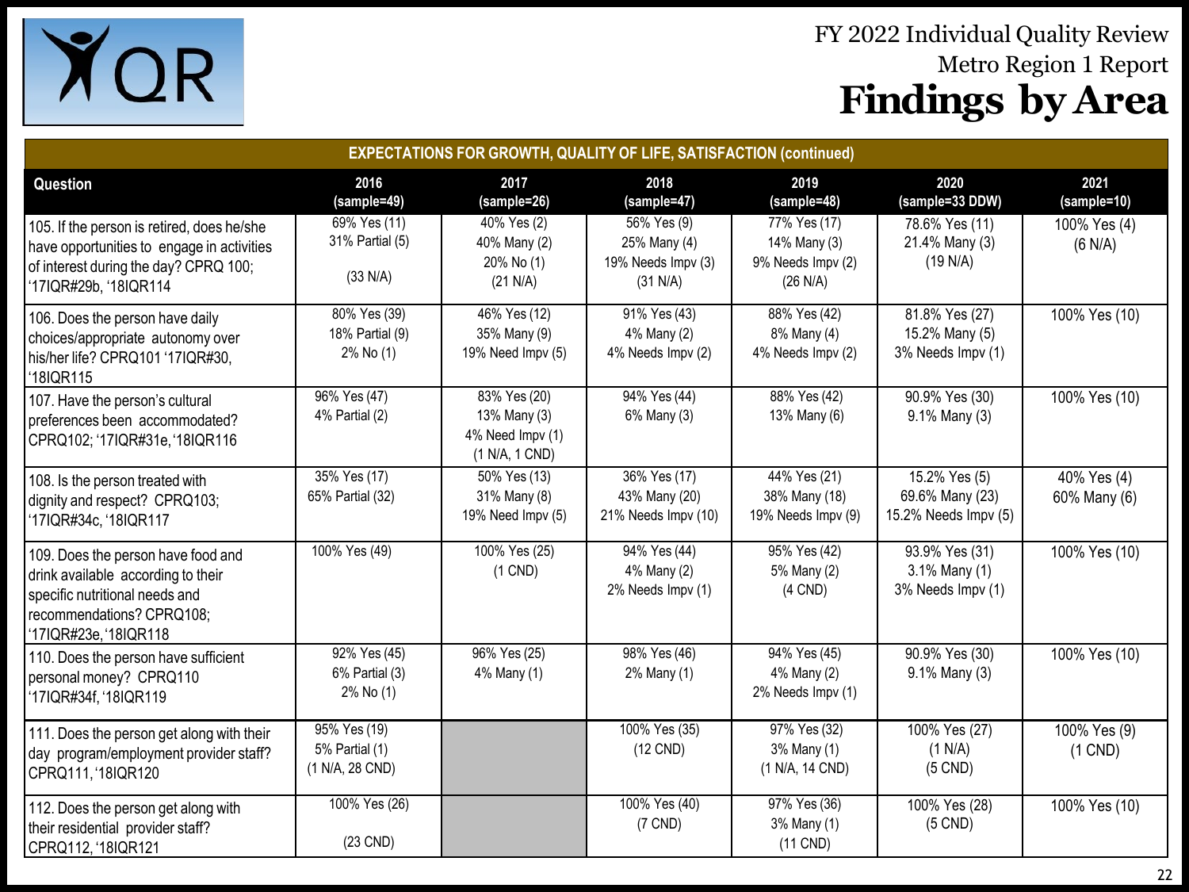# FY 2022 Individual Quality Review

## Metro Region 1 Report

# Findings by Area

| EXPECTATIONS FOR GROWTH, QUALITY OF LIFE, SATISFACTION (continued) | | | | | | |
|---|---|---|---|---|---|---|
| **Question** | **2016 (sample=49)** | **2017 (sample=26)** | **2018 (sample=47)** | **2019 (sample=48)** | **2020 (sample=33 DDW)** | **2021 (sample=10)** |
| 105. If the person is retired, does he/she have opportunities to engage in activities of interest during the day? CPRQ 100; '17IQR#29b, '18IQR114 | 69% Yes (11)<br>31% Partial (5)<br>(33 N/A) | 40% Yes (2)<br>40% Many (2)<br>20% No (1)<br>(21 N/A) | 56% Yes (9)<br>25% Many (4)<br>19% Needs Impv (3)<br>(31 N/A) | 77% Yes (17)<br>14% Many (3)<br>9% Needs Impv (2)<br>(26 N/A) | 78.6% Yes (11)<br>21.4% Many (3)<br>(19 N/A) | 100% Yes (4)<br>(6 N/A) |
| 106. Does the person have daily choices/appropriate autonomy over his/her life? CPRQ101 '17IQR#30, '18IQR115 | 80% Yes (39)<br>18% Partial (9)<br>2% No (1) | 46% Yes (12)<br>35% Many (9)<br>19% Need Impv (5) | 91% Yes (43)<br>4% Many (2)<br>4% Needs Impv (2) | 88% Yes (42)<br>8% Many (4)<br>4% Needs Impv (2) | 81.8% Yes (27)<br>15.2% Many (5)<br>3% Needs Impv (1) | 100% Yes (10) |
| 107. Have the person's cultural preferences been accommodated? CPRQ102; '17IQR#31e, '18IQR116 | 96% Yes (47)<br>4% Partial (2) | 83% Yes (20)<br>13% Many (3)<br>4% Need Impv (1)<br>(1 N/A, 1 CND) | 94% Yes (44)<br>6% Many (3) | 88% Yes (42)<br>13% Many (6) | 90.9% Yes (30)<br>9.1% Many (3) | 100% Yes (10) |
| 108. Is the person treated with dignity and respect? CPRQ103; '17IQR#34c, '18IQR117 | 35% Yes (17)<br>65% Partial (32) | 50% Yes (13)<br>31% Many (8)<br>19% Need Impv (5) | 36% Yes (17)<br>43% Many (20)<br>21% Needs Impv (10) | 44% Yes (21)<br>38% Many (18)<br>19% Needs Impv (9) | 15.2% Yes (5)<br>69.6% Many (23)<br>15.2% Needs Impv (5) | 40% Yes (4)<br>60% Many (6) |
| 109. Does the person have food and drink available according to their specific nutritional needs and recommendations? CPRQ108; '17IQR#23e, '18IQR118 | 100% Yes (49) | 100% Yes (25)<br>(1 CND) | 94% Yes (44)<br>4% Many (2)<br>2% Needs Impv (1) | 95% Yes (42)<br>5% Many (2)<br>(4 CND) | 93.9% Yes (31)<br>3.1% Many (1)<br>3% Needs Impv (1) | 100% Yes (10) |
| 110. Does the person have sufficient personal money? CPRQ110 '17IQR#34f, '18IQR119 | 92% Yes (45)<br>6% Partial (3)<br>2% No (1) | 96% Yes (25)<br>4% Many (1) | 98% Yes (46)<br>2% Many (1) | 94% Yes (45)<br>4% Many (2)<br>2% Needs Impv (1) | 90.9% Yes (30)<br>9.1% Many (3) | 100% Yes (10) |
| 111. Does the person get along with their day program/employment provider staff? CPRQ111, '18IQR120 | 95% Yes (19)<br>5% Partial (1)<br>(1 N/A, 28 CND) | | 100% Yes (35)<br>(12 CND) | 97% Yes (32)<br>3% Many (1)<br>(1 N/A, 14 CND) | 100% Yes (27)<br>(1 N/A)<br>(5 CND) | 100% Yes (9)<br>(1 CND) |
| 112. Does the person get along with their residential provider staff? CPRQ112, '18IQR121 | 100% Yes (26)<br>(23 CND) | | 100% Yes (40)<br>(7 CND) | 97% Yes (36)<br>3% Many (1)<br>(11 CND) | 100% Yes (28)<br>(5 CND) | 100% Yes (10) |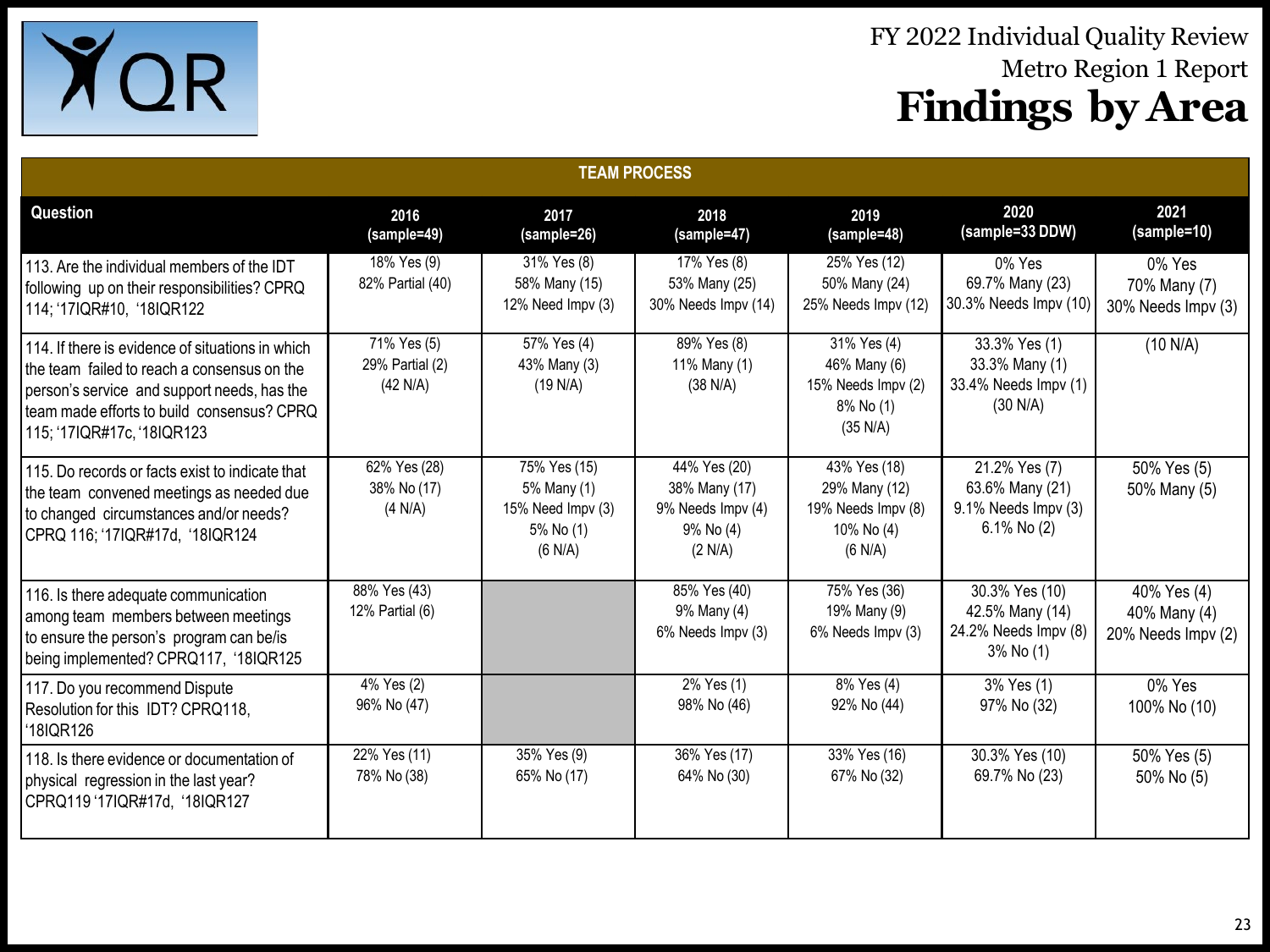# FY 2022 Individual Quality Review
## Metro Region 1 Report
# Findings by Area

| TEAM PROCESS | | | | | | |
|---|---|---|---|---|---|---|
| **Question** | **2016 (sample=49)** | **2017 (sample=26)** | **2018 (sample=47)** | **2019 (sample=48)** | **2020 (sample=33 DDW)** | **2021 (sample=10)** |
| 113. Are the individual members of the IDT following up on their responsibilities? CPRQ 114; '17IQR#10, '18IQR122 | 18% Yes (9)<br>82% Partial (40) | 31% Yes (8)<br>58% Many (15)<br>12% Need Impv (3) | 17% Yes (8)<br>53% Many (25)<br>30% Needs Impv (14) | 25% Yes (12)<br>50% Many (24)<br>25% Needs Impv (12) | 0% Yes<br>69.7% Many (23)<br>30.3% Needs Impv (10) | 0% Yes<br>70% Many (7)<br>30% Needs Impv (3) |
| 114. If there is evidence of situations in which the team failed to reach a consensus on the person's service and support needs, has the team made efforts to build consensus? CPRQ 115; '17IQR#17c, '18IQR123 | 71% Yes (5)<br>29% Partial (2)<br>(42 N/A) | 57% Yes (4)<br>43% Many (3)<br>(19 N/A) | 89% Yes (8)<br>11% Many (1)<br>(38 N/A) | 31% Yes (4)<br>46% Many (6)<br>15% Needs Impv (2)<br>8% No (1)<br>(35 N/A) | 33.3% Yes (1)<br>33.3% Many (1)<br>33.4% Needs Impv (1)<br>(30 N/A) | (10 N/A) |
| 115. Do records or facts exist to indicate that the team convened meetings as needed due to changed circumstances and/or needs? CPRQ 116; '17IQR#17d, '18IQR124 | 62% Yes (28)<br>38% No (17)<br>(4 N/A) | 75% Yes (15)<br>5% Many (1)<br>15% Need Impv (3)<br>5% No (1)<br>(6 N/A) | 44% Yes (20)<br>38% Many (17)<br>9% Needs Impv (4)<br>9% No (4)<br>(2 N/A) | 43% Yes (18)<br>29% Many (12)<br>19% Needs Impv (8)<br>10% No (4)<br>(6 N/A) | 21.2% Yes (7)<br>63.6% Many (21)<br>9.1% Needs Impv (3)<br>6.1% No (2) | 50% Yes (5)<br>50% Many (5) |
| 116. Is there adequate communication among team members between meetings to ensure the person's program can be/is being implemented? CPRQ117, '18IQR125 | 88% Yes (43)<br>12% Partial (6) | | 85% Yes (40)<br>9% Many (4)<br>6% Needs Impv (3) | 75% Yes (36)<br>19% Many (9)<br>6% Needs Impv (3) | 30.3% Yes (10)<br>42.5% Many (14)<br>24.2% Needs Impv (8)<br>3% No (1) | 40% Yes (4)<br>40% Many (4)<br>20% Needs Impv (2) |
| 117. Do you recommend Dispute Resolution for this IDT? CPRQ118, '18IQR126 | 4% Yes (2)<br>96% No (47) | | 2% Yes (1)<br>98% No (46) | 8% Yes (4)<br>92% No (44) | 3% Yes (1)<br>97% No (32) | 0% Yes<br>100% No (10) |
| 118. Is there evidence or documentation of physical regression in the last year? CPRQ119 '17IQR#17d, '18IQR127 | 22% Yes (11)<br>78% No (38) | 35% Yes (9)<br>65% No (17) | 36% Yes (17)<br>64% No (30) | 33% Yes (16)<br>67% No (32) | 30.3% Yes (10)<br>69.7% No (23) | 50% Yes (5)<br>50% No (5) |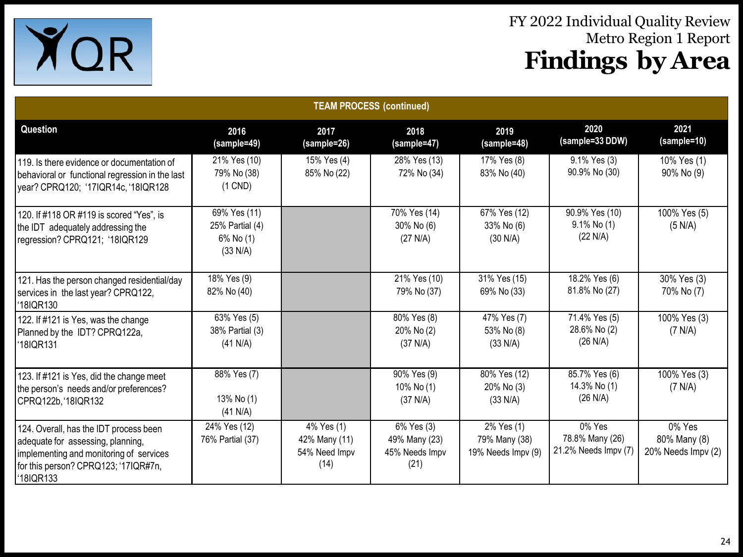FY 2022 Individual Quality Review
Metro Region 1 Report

# Findings by Area

| TEAM PROCESS (continued) | | | | | | |
|---|---|---|---|---|---|---|
| **Question** | **2016 (sample=49)** | **2017 (sample=26)** | **2018 (sample=47)** | **2019 (sample=48)** | **2020 (sample=33 DDW)** | **2021 (sample=10)** |
| 119. Is there evidence or documentation of behavioral or functional regression in the last year? CPRQ120; '17IQR14c, '18IQR128 | 21% Yes (10) 79% No (38) (1 CND) | 15% Yes (4) 85% No (22) | 28% Yes (13) 72% No (34) | 17% Yes (8) 83% No (40) | 9.1% Yes (3) 90.9% No (30) | 10% Yes (1) 90% No (9) |
| 120. If #118 OR #119 is scored "Yes", is the IDT adequately addressing the regression? CPRQ121; '18IQR129 | 69% Yes (11) 25% Partial (4) 6% No (1) (33 N/A) | | 70% Yes (14) 30% No (6) (27 N/A) | 67% Yes (12) 33% No (6) (30 N/A) | 90.9% Yes (10) 9.1% No (1) (22 N/A) | 100% Yes (5) (5 N/A) |
| 121. Has the person changed residential/day services in the last year? CPRQ122, '18IQR130 | 18% Yes (9) 82% No (40) | | 21% Yes (10) 79% No (37) | 31% Yes (15) 69% No (33) | 18.2% Yes (6) 81.8% No (27) | 30% Yes (3) 70% No (7) |
| 122. If #121 is Yes, was the change Planned by the IDT? CPRQ122a, '18IQR131 | 63% Yes (5) 38% Partial (3) (41 N/A) | | 80% Yes (8) 20% No (2) (37 N/A) | 47% Yes (7) 53% No (8) (33 N/A) | 71.4% Yes (5) 28.6% No (2) (26 N/A) | 100% Yes (3) (7 N/A) |
| 123. If #121 is Yes, did the change meet the person's needs and/or preferences? CPRQ122b,'18IQR132 | 88% Yes (7) 13% No (1) (41 N/A) | | 90% Yes (9) 10% No (1) (37 N/A) | 80% Yes (12) 20% No (3) (33 N/A) | 85.7% Yes (6) 14.3% No (1) (26 N/A) | 100% Yes (3) (7 N/A) |
| 124. Overall, has the IDT process been adequate for assessing, planning, implementing and monitoring of services for this person? CPRQ123; '17IQR#7n, '18IQR133 | 24% Yes (12) 76% Partial (37) | 4% Yes (1) 42% Many (11) 54% Need Impv (14) | 6% Yes (3) 49% Many (23) 45% Needs Impv (21) | 2% Yes (1) 79% Many (38) 19% Needs Impv (9) | 0% Yes 78.8% Many (26) 21.2% Needs Impv (7) | 0% Yes 80% Many (8) 20% Needs Impv (2) |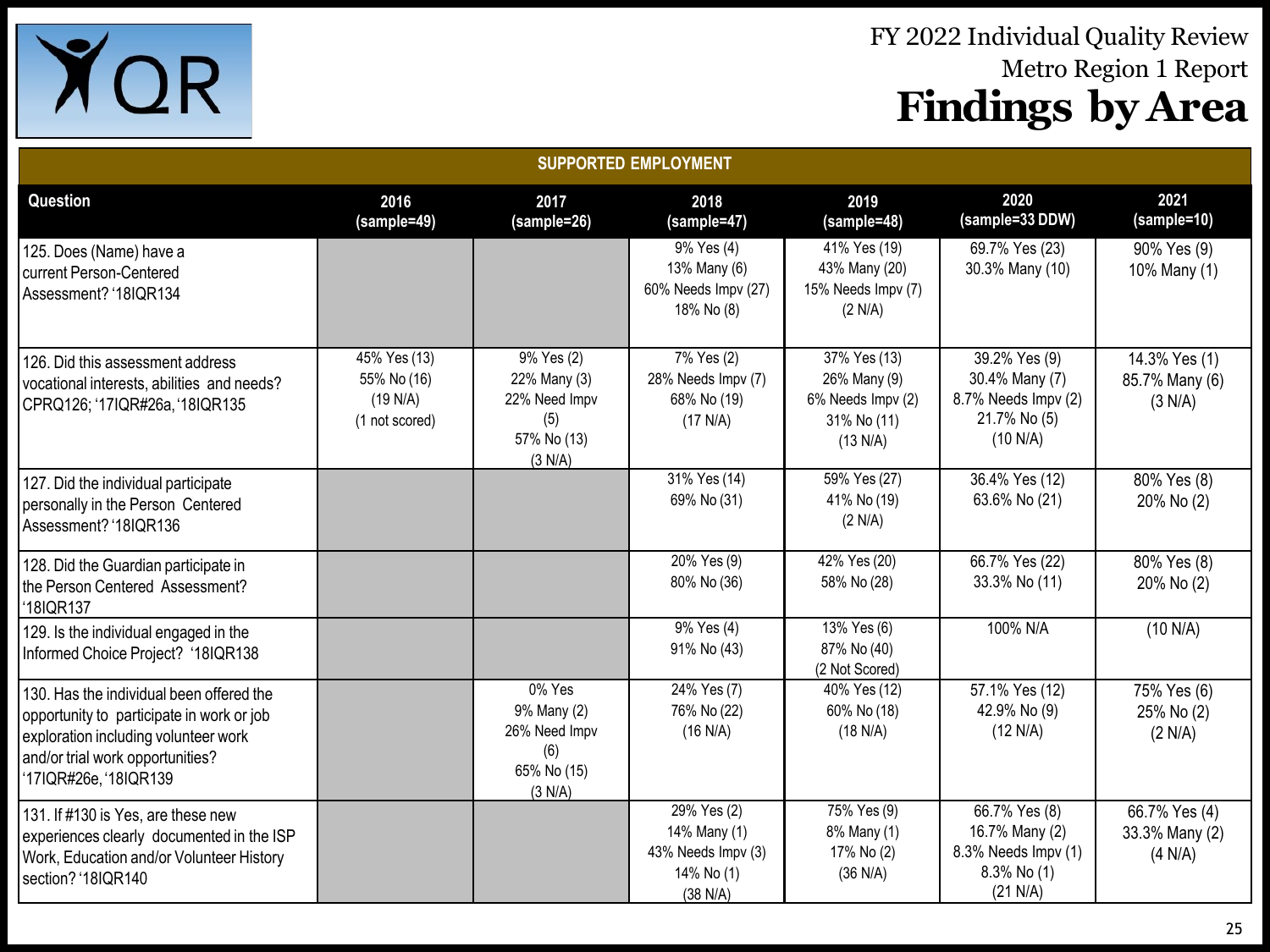FY 2022 Individual Quality Review
Metro Region 1 Report
# Findings by Area

| SUPPORTED EMPLOYMENT | | | | | | |
|---|---|---|---|---|---|---|
| **Question** | **2016 (sample=49)** | **2017 (sample=26)** | **2018 (sample=47)** | **2019 (sample=48)** | **2020 (sample=33 DDW)** | **2021 (sample=10)** |
| 125. Does (Name) have a current Person-Centered Assessment? '18IQR134 | | | 9% Yes (4) 13% Many (6) 60% Needs Impv (27) 18% No (8) | 41% Yes (19) 43% Many (20) 15% Needs Impv (7) (2 N/A) | 69.7% Yes (23) 30.3% Many (10) | 90% Yes (9) 10% Many (1) |
| 126. Did this assessment address vocational interests, abilities and needs? CPRQ126; '17IQR#26a, '18IQR135 | 45% Yes (13) 55% No (16) (19 N/A) (1 not scored) | 9% Yes (2) 22% Many (3) 22% Need Impv (5) 57% No (13) (3 N/A) | 7% Yes (2) 28% Needs Impv (7) 68% No (19) (17 N/A) | 37% Yes (13) 26% Many (9) 6% Needs Impv (2) 31% No (11) (13 N/A) | 39.2% Yes (9) 30.4% Many (7) 8.7% Needs Impv (2) 21.7% No (5) (10 N/A) | 14.3% Yes (1) 85.7% Many (6) (3 N/A) |
| 127. Did the individual participate personally in the Person Centered Assessment? '18IQR136 | | | 31% Yes (14) 69% No (31) | 59% Yes (27) 41% No (19) (2 N/A) | 36.4% Yes (12) 63.6% No (21) | 80% Yes (8) 20% No (2) |
| 128. Did the Guardian participate in the Person Centered Assessment? '18IQR137 | | | 20% Yes (9) 80% No (36) | 42% Yes (20) 58% No (28) | 66.7% Yes (22) 33.3% No (11) | 80% Yes (8) 20% No (2) |
| 129. Is the individual engaged in the Informed Choice Project? '18IQR138 | | | 9% Yes (4) 91% No (43) | 13% Yes (6) 87% No (40) (2 Not Scored) | 100% N/A | (10 N/A) |
| 130. Has the individual been offered the opportunity to participate in work or job exploration including volunteer work and/or trial work opportunities? '17IQR#26e, '18IQR139 | | 0% Yes 9% Many (2) 26% Need Impv (6) 65% No (15) (3 N/A) | 24% Yes (7) 76% No (22) (16 N/A) | 40% Yes (12) 60% No (18) (18 N/A) | 57.1% Yes (12) 42.9% No (9) (12 N/A) | 75% Yes (6) 25% No (2) (2 N/A) |
| 131. If #130 is Yes, are these new experiences clearly documented in the ISP Work, Education and/or Volunteer History section? '18IQR140 | | | 29% Yes (2) 14% Many (1) 43% Needs Impv (3) 14% No (1) (38 N/A) | 75% Yes (9) 8% Many (1) 17% No (2) (36 N/A) | 66.7% Yes (8) 16.7% Many (2) 8.3% Needs Impv (1) 8.3% No (1) (21 N/A) | 66.7% Yes (4) 33.3% Many (2) (4 N/A) |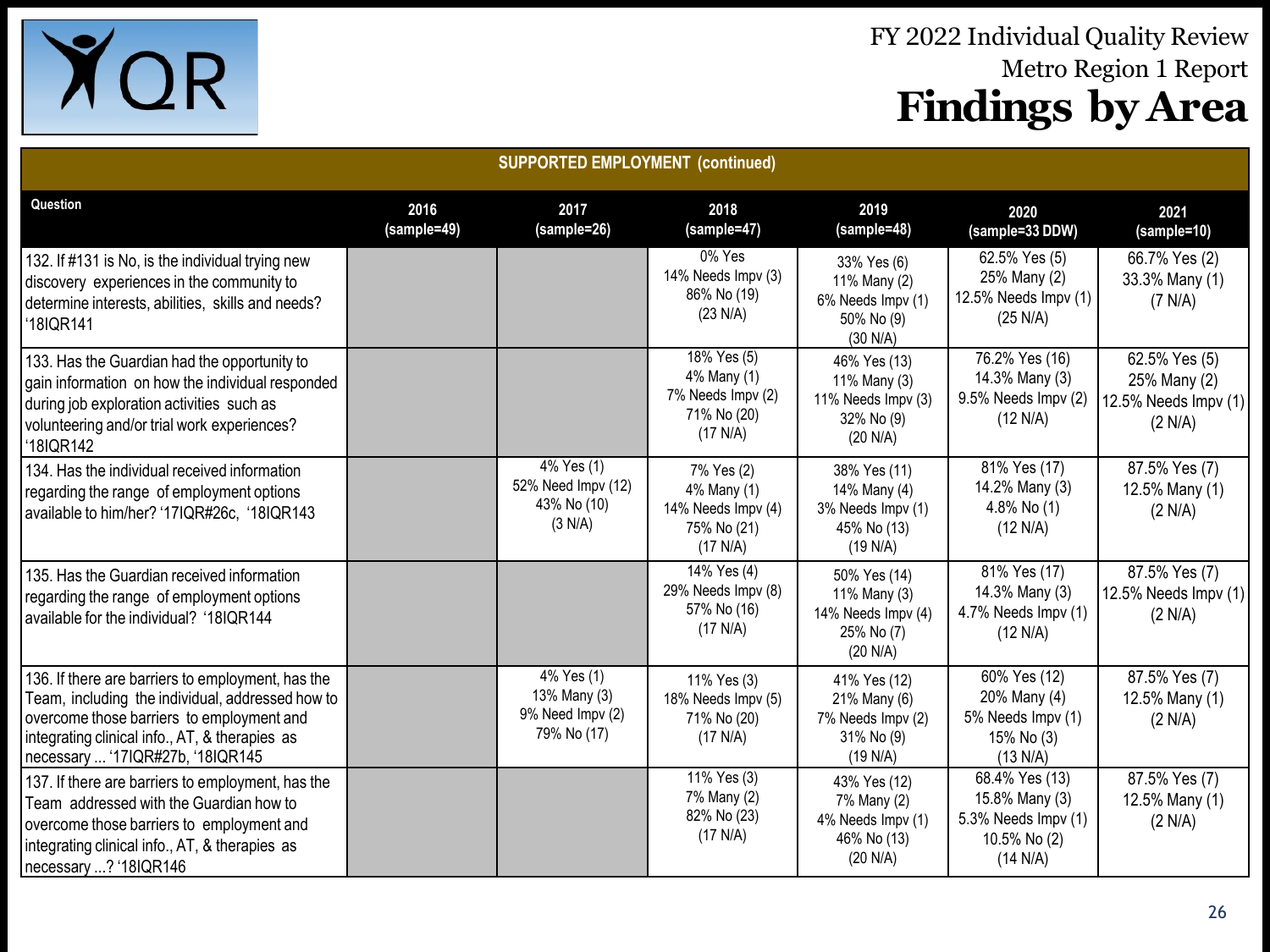# FY 2022 Individual Quality Review
## Metro Region 1 Report
# Findings by Area

| SUPPORTED EMPLOYMENT (continued) | | | | | | |
|---|---|---|---|---|---|---|
| **Question** | **2016 (sample=49)** | **2017 (sample=26)** | **2018 (sample=47)** | **2019 (sample=48)** | **2020 (sample=33 DDW)** | **2021 (sample=10)** |
| 132. If #131 is No, is the individual trying new discovery experiences in the community to determine interests, abilities, skills and needs? '18IQR141 | | | 0% Yes<br>14% Needs Impv (3)<br>86% No (19)<br>(23 N/A) | 33% Yes (6)<br>11% Many (2)<br>6% Needs Impv (1)<br>50% No (9)<br>(30 N/A) | 62.5% Yes (5)<br>25% Many (2)<br>12.5% Needs Impv (1)<br>(25 N/A) | 66.7% Yes (2)<br>33.3% Many (1)<br>(7 N/A) |
| 133. Has the Guardian had the opportunity to gain information on how the individual responded during job exploration activities such as volunteering and/or trial work experiences? '18IQR142 | | | 18% Yes (5)<br>4% Many (1)<br>7% Needs Impv (2)<br>71% No (20)<br>(17 N/A) | 46% Yes (13)<br>11% Many (3)<br>11% Needs Impv (3)<br>32% No (9)<br>(20 N/A) | 76.2% Yes (16)<br>14.3% Many (3)<br>9.5% Needs Impv (2)<br>(12 N/A) | 62.5% Yes (5)<br>25% Many (2)<br>12.5% Needs Impv (1)<br>(2 N/A) |
| 134. Has the individual received information regarding the range of employment options available to him/her? '17IQR#26c, '18IQR143 | | 4% Yes (1)<br>52% Need Impv (12)<br>43% No (10)<br>(3 N/A) | 7% Yes (2)<br>4% Many (1)<br>14% Needs Impv (4)<br>75% No (21)<br>(17 N/A) | 38% Yes (11)<br>14% Many (4)<br>3% Needs Impv (1)<br>45% No (13)<br>(19 N/A) | 81% Yes (17)<br>14.2% Many (3)<br>4.8% No (1)<br>(12 N/A) | 87.5% Yes (7)<br>12.5% Many (1)<br>(2 N/A) |
| 135. Has the Guardian received information regarding the range of employment options available for the individual? '18IQR144 | | | 14% Yes (4)<br>29% Needs Impv (8)<br>57% No (16)<br>(17 N/A) | 50% Yes (14)<br>11% Many (3)<br>14% Needs Impv (4)<br>25% No (7)<br>(20 N/A) | 81% Yes (17)<br>14.3% Many (3)<br>4.7% Needs Impv (1)<br>(12 N/A) | 87.5% Yes (7)<br>12.5% Needs Impv (1)<br>(2 N/A) |
| 136. If there are barriers to employment, has the Team, including the individual, addressed how to overcome those barriers to employment and integrating clinical info., AT, & therapies as necessary ... '17IQR#27b, '18IQR145 | | 4% Yes (1)<br>13% Many (3)<br>9% Need Impv (2)<br>79% No (17) | 11% Yes (3)<br>18% Needs Impv (5)<br>71% No (20)<br>(17 N/A) | 41% Yes (12)<br>21% Many (6)<br>7% Needs Impv (2)<br>31% No (9)<br>(19 N/A) | 60% Yes (12)<br>20% Many (4)<br>5% Needs Impv (1)<br>15% No (3)<br>(13 N/A) | 87.5% Yes (7)<br>12.5% Many (1)<br>(2 N/A) |
| 137. If there are barriers to employment, has the Team addressed with the Guardian how to overcome those barriers to employment and integrating clinical info., AT, & therapies as necessary ...? '18IQR146 | | | 11% Yes (3)<br>7% Many (2)<br>82% No (23)<br>(17 N/A) | 43% Yes (12)<br>7% Many (2)<br>4% Needs Impv (1)<br>46% No (13)<br>(20 N/A) | 68.4% Yes (13)<br>15.8% Many (3)<br>5.3% Needs Impv (1)<br>10.5% No (2)<br>(14 N/A) | 87.5% Yes (7)<br>12.5% Many (1)<br>(2 N/A) |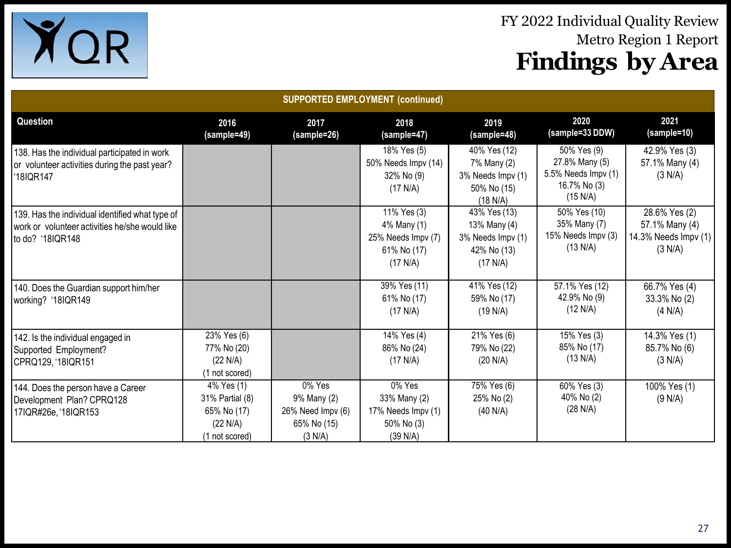# FY 2022 Individual Quality Review

## Metro Region 1 Report

# Findings by Area

| SUPPORTED EMPLOYMENT (continued) | | | | | | |
|---|---|---|---|---|---|---|
| **Question** | **2016 (sample=49)** | **2017 (sample=26)** | **2018 (sample=47)** | **2019 (sample=48)** | **2020 (sample=33 DDW)** | **2021 (sample=10)** |
| 138. Has the individual participated in work or volunteer activities during the past year? '18IQR147 | | | 18% Yes (5) 50% Needs Impv (14) 32% No (9) (17 N/A) | 40% Yes (12) 7% Many (2) 3% Needs Impv (1) 50% No (15) (18 N/A) | 50% Yes (9) 27.8% Many (5) 5.5% Needs Impv (1) 16.7% No (3) (15 N/A) | 42.9% Yes (3) 57.1% Many (4) (3 N/A) |
| 139. Has the individual identified what type of work or volunteer activities he/she would like to do? '18IQR148 | | | 11% Yes (3) 4% Many (1) 25% Needs Impv (7) 61% No (17) (17 N/A) | 43% Yes (13) 13% Many (4) 3% Needs Impv (1) 42% No (13) (17 N/A) | 50% Yes (10) 35% Many (7) 15% Needs Impv (3) (13 N/A) | 28.6% Yes (2) 57.1% Many (4) 14.3% Needs Impv (1) (3 N/A) |
| 140. Does the Guardian support him/her working? '18IQR149 | | | 39% Yes (11) 61% No (17) (17 N/A) | 41% Yes (12) 59% No (17) (19 N/A) | 57.1% Yes (12) 42.9% No (9) (12 N/A) | 66.7% Yes (4) 33.3% No (2) (4 N/A) |
| 142. Is the individual engaged in Supported Employment? CPRQ129, '18IQR151 | 23% Yes (6) 77% No (20) (22 N/A) (1 not scored) | | 14% Yes (4) 86% No (24) (17 N/A) | 21% Yes (6) 79% No (22) (20 N/A) | 15% Yes (3) 85% No (17) (13 N/A) | 14.3% Yes (1) 85.7% No (6) (3 N/A) |
| 144. Does the person have a Career Development Plan? CPRQ128 17IQR#26e, '18IQR153 | 4% Yes (1) 31% Partial (8) 65% No (17) (22 N/A) (1 not scored) | 0% Yes 9% Many (2) 26% Need Impv (6) 65% No (15) (3 N/A) | 0% Yes 33% Many (2) 17% Needs Impv (1) 50% No (3) (39 N/A) | 75% Yes (6) 25% No (2) (40 N/A) | 60% Yes (3) 40% No (2) (28 N/A) | 100% Yes (1) (9 N/A) |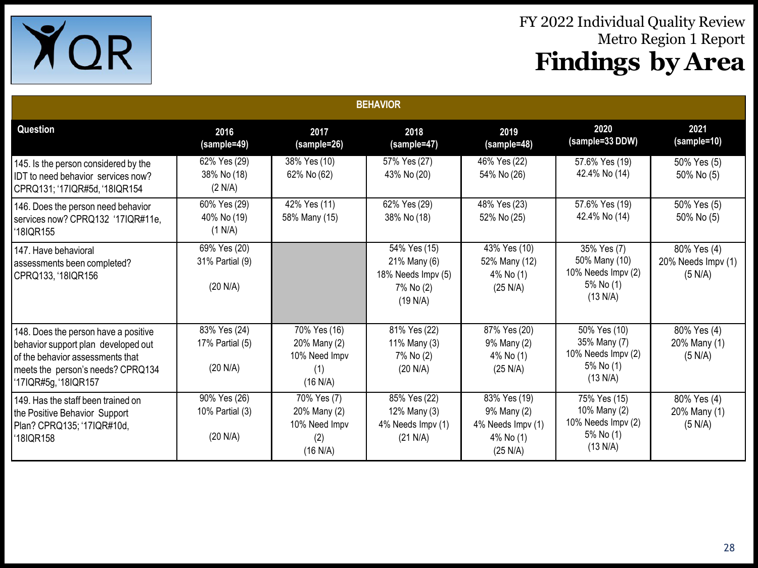# FY 2022 Individual Quality Review
## Metro Region 1 Report
# Findings by Area

| BEHAVIOR | | | | | | |
|---|---|---|---|---|---|---|
| **Question** | **2016 (sample=49)** | **2017 (sample=26)** | **2018 (sample=47)** | **2019 (sample=48)** | **2020 (sample=33 DDW)** | **2021 (sample=10)** |
| 145. Is the person considered by the IDT to need behavior services now? CPRQ131; '17IQR#5d, '18IQR154 | 62% Yes (29) 38% No (18) (2 N/A) | 38% Yes (10) 62% No (62) | 57% Yes (27) 43% No (20) | 46% Yes (22) 54% No (26) | 57.6% Yes (19) 42.4% No (14) | 50% Yes (5) 50% No (5) |
| 146. Does the person need behavior services now? CPRQ132 '17IQR#11e, '18IQR155 | 60% Yes (29) 40% No (19) (1 N/A) | 42% Yes (11) 58% Many (15) | 62% Yes (29) 38% No (18) | 48% Yes (23) 52% No (25) | 57.6% Yes (19) 42.4% No (14) | 50% Yes (5) 50% No (5) |
| 147. Have behavioral assessments been completed? CPRQ133, '18IQR156 | 69% Yes (20) 31% Partial (9) (20 N/A) | | 54% Yes (15) 21% Many (6) 18% Needs Impv (5) 7% No (2) (19 N/A) | 43% Yes (10) 52% Many (12) 4% No (1) (25 N/A) | 35% Yes (7) 50% Many (10) 10% Needs Impv (2) 5% No (1) (13 N/A) | 80% Yes (4) 20% Needs Impv (1) (5 N/A) |
| 148. Does the person have a positive behavior support plan developed out of the behavior assessments that meets the person's needs? CPRQ134 '17IQR#5g, '18IQR157 | 83% Yes (24) 17% Partial (5) (20 N/A) | 70% Yes (16) 20% Many (2) 10% Need Impv (1) (16 N/A) | 81% Yes (22) 11% Many (3) 7% No (2) (20 N/A) | 87% Yes (20) 9% Many (2) 4% No (1) (25 N/A) | 50% Yes (10) 35% Many (7) 10% Needs Impv (2) 5% No (1) (13 N/A) | 80% Yes (4) 20% Many (1) (5 N/A) |
| 149. Has the staff been trained on the Positive Behavior Support Plan? CPRQ135; '17IQR#10d, '18IQR158 | 90% Yes (26) 10% Partial (3) (20 N/A) | 70% Yes (7) 20% Many (2) 10% Need Impv (2) (16 N/A) | 85% Yes (22) 12% Many (3) 4% Needs Impv (1) (21 N/A) | 83% Yes (19) 9% Many (2) 4% Needs Impv (1) 4% No (1) (25 N/A) | 75% Yes (15) 10% Many (2) 10% Needs Impv (2) 5% No (1) (13 N/A) | 80% Yes (4) 20% Many (1) (5 N/A) |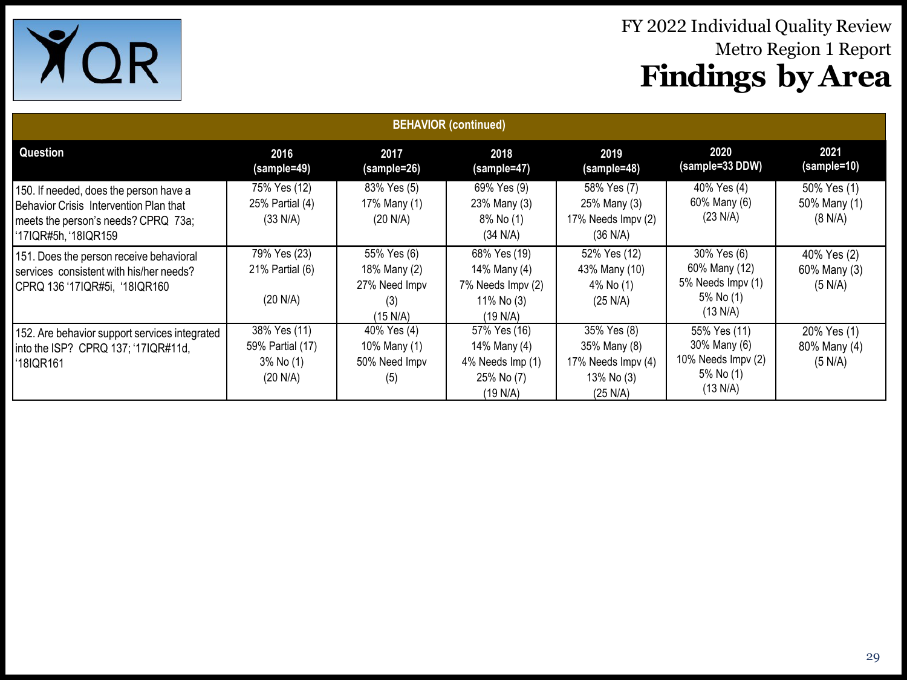# FY 2022 Individual Quality Review

## Metro Region 1 Report

# Findings by Area

| BEHAVIOR (continued) | | | | | | |
|---|---|---|---|---|---|---|
| **Question** | **2016 (sample=49)** | **2017 (sample=26)** | **2018 (sample=47)** | **2019 (sample=48)** | **2020 (sample=33 DDW)** | **2021 (sample=10)** |
| 150. If needed, does the person have a Behavior Crisis Intervention Plan that meets the person's needs? CPRQ 73a; '17IQR#5h, '18IQR159 | 75% Yes (12)<br>25% Partial (4)<br>(33 N/A) | 83% Yes (5)<br>17% Many (1)<br>(20 N/A) | 69% Yes (9)<br>23% Many (3)<br>8% No (1)<br>(34 N/A) | 58% Yes (7)<br>25% Many (3)<br>17% Needs Impv (2)<br>(36 N/A) | 40% Yes (4)<br>60% Many (6)<br>(23 N/A) | 50% Yes (1)<br>50% Many (1)<br>(8 N/A) |
| 151. Does the person receive behavioral services consistent with his/her needs? CPRQ 136 '17IQR#5i, '18IQR160 | 79% Yes (23)<br>21% Partial (6)<br>(20 N/A) | 55% Yes (6)<br>18% Many (2)<br>27% Need Impv (3)<br>(15 N/A) | 68% Yes (19)<br>14% Many (4)<br>7% Needs Impv (2)<br>11% No (3)<br>(19 N/A) | 52% Yes (12)<br>43% Many (10)<br>4% No (1)<br>(25 N/A) | 30% Yes (6)<br>60% Many (12)<br>5% Needs Impv (1)<br>5% No (1)<br>(13 N/A) | 40% Yes (2)<br>60% Many (3)<br>(5 N/A) |
| 152. Are behavior support services integrated into the ISP? CPRQ 137; '17IQR#11d, '18IQR161 | 38% Yes (11)<br>59% Partial (17)<br>3% No (1)<br>(20 N/A) | 40% Yes (4)<br>10% Many (1)<br>50% Need Impv (5) | 57% Yes (16)<br>14% Many (4)<br>4% Needs Imp (1)<br>25% No (7)<br>(19 N/A) | 35% Yes (8)<br>35% Many (8)<br>17% Needs Impv (4)<br>13% No (3)<br>(25 N/A) | 55% Yes (11)<br>30% Many (6)<br>10% Needs Impv (2)<br>5% No (1)<br>(13 N/A) | 20% Yes (1)<br>80% Many (4)<br>(5 N/A) |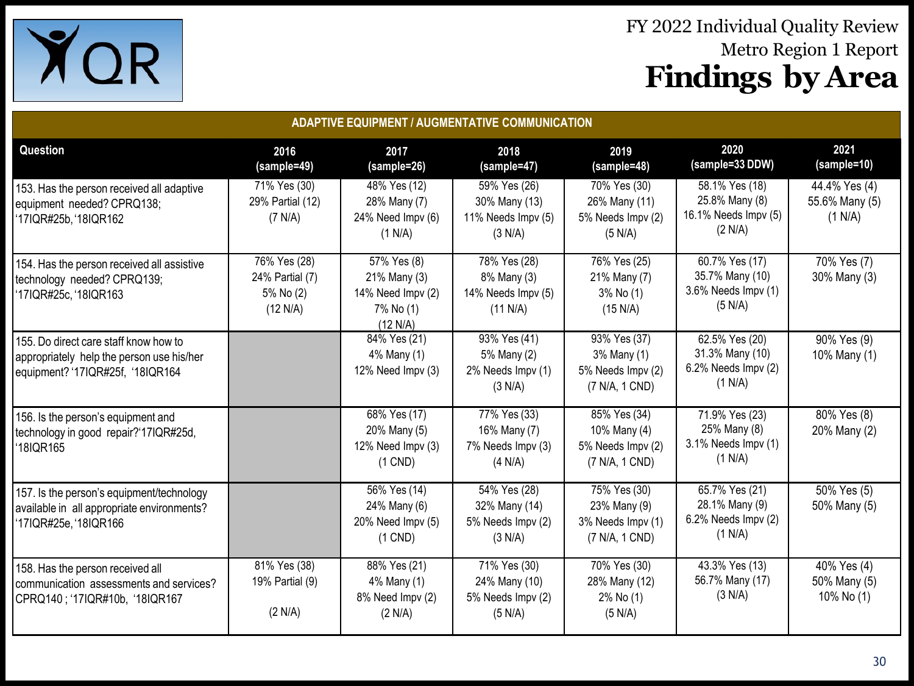# FY 2022 Individual Quality Review

## Metro Region 1 Report

# Findings by Area

| ADAPTIVE EQUIPMENT / AUGMENTATIVE COMMUNICATION | | | | | | |
|---|---|---|---|---|---|---|
| **Question** | **2016 (sample=49)** | **2017 (sample=26)** | **2018 (sample=47)** | **2019 (sample=48)** | **2020 (sample=33 DDW)** | **2021 (sample=10)** |
| 153. Has the person received all adaptive equipment needed? CPRQ138; '17IQR#25b, '18IQR162 | 71% Yes (30) 29% Partial (12) (7 N/A) | 48% Yes (12) 28% Many (7) 24% Need Impv (6) (1 N/A) | 59% Yes (26) 30% Many (13) 11% Needs Impv (5) (3 N/A) | 70% Yes (30) 26% Many (11) 5% Needs Impv (2) (5 N/A) | 58.1% Yes (18) 25.8% Many (8) 16.1% Needs Impv (5) (2 N/A) | 44.4% Yes (4) 55.6% Many (5) (1 N/A) |
| 154. Has the person received all assistive technology needed? CPRQ139; '17IQR#25c, '18IQR163 | 76% Yes (28) 24% Partial (7) 5% No (2) (12 N/A) | 57% Yes (8) 21% Many (3) 14% Need Impv (2) 7% No (1) (12 N/A) | 78% Yes (28) 8% Many (3) 14% Needs Impv (5) (11 N/A) | 76% Yes (25) 21% Many (7) 3% No (1) (15 N/A) | 60.7% Yes (17) 35.7% Many (10) 3.6% Needs Impv (1) (5 N/A) | 70% Yes (7) 30% Many (3) |
| 155. Do direct care staff know how to appropriately help the person use his/her equipment? '17IQR#25f, '18IQR164 | | 84% Yes (21) 4% Many (1) 12% Need Impv (3) | 93% Yes (41) 5% Many (2) 2% Needs Impv (1) (3 N/A) | 93% Yes (37) 3% Many (1) 5% Needs Impv (2) (7 N/A, 1 CND) | 62.5% Yes (20) 31.3% Many (10) 6.2% Needs Impv (2) (1 N/A) | 90% Yes (9) 10% Many (1) |
| 156. Is the person's equipment and technology in good repair?'17IQR#25d, '18IQR165 | | 68% Yes (17) 20% Many (5) 12% Need Impv (3) (1 CND) | 77% Yes (33) 16% Many (7) 7% Needs Impv (3) (4 N/A) | 85% Yes (34) 10% Many (4) 5% Needs Impv (2) (7 N/A, 1 CND) | 71.9% Yes (23) 25% Many (8) 3.1% Needs Impv (1) (1 N/A) | 80% Yes (8) 20% Many (2) |
| 157. Is the person's equipment/technology available in all appropriate environments? '17IQR#25e, '18IQR166 | | 56% Yes (14) 24% Many (6) 20% Need Impv (5) (1 CND) | 54% Yes (28) 32% Many (14) 5% Needs Impv (2) (3 N/A) | 75% Yes (30) 23% Many (9) 3% Needs Impv (1) (7 N/A, 1 CND) | 65.7% Yes (21) 28.1% Many (9) 6.2% Needs Impv (2) (1 N/A) | 50% Yes (5) 50% Many (5) |
| 158. Has the person received all communication assessments and services? CPRQ140 ; '17IQR#10b, '18IQR167 | 81% Yes (38) 19% Partial (9) (2 N/A) | 88% Yes (21) 4% Many (1) 8% Need Impv (2) (2 N/A) | 71% Yes (30) 24% Many (10) 5% Needs Impv (2) (5 N/A) | 70% Yes (30) 28% Many (12) 2% No (1) (5 N/A) | 43.3% Yes (13) 56.7% Many (17) (3 N/A) | 40% Yes (4) 50% Many (5) 10% No (1) |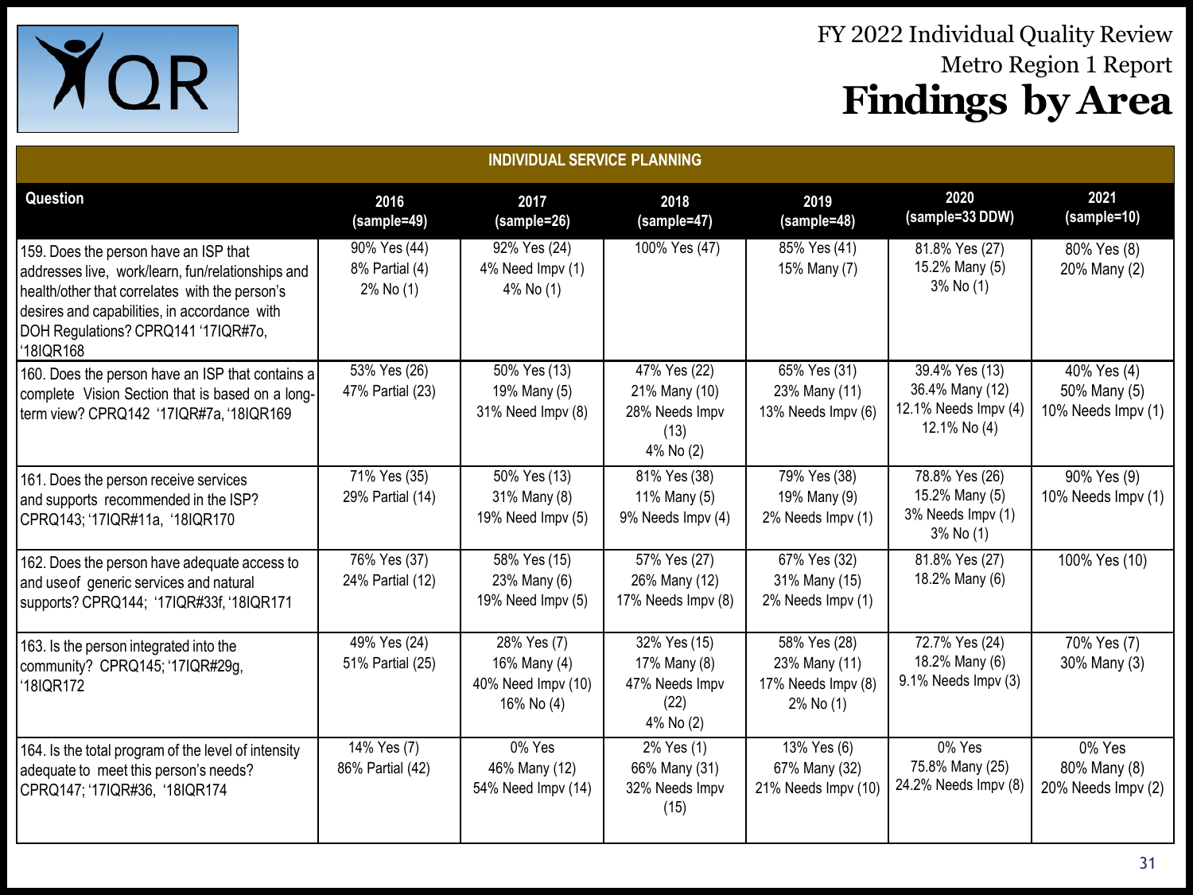FY 2022 Individual Quality Review
Metro Region 1 Report
# Findings by Area

## INDIVIDUAL SERVICE PLANNING

| Question | 2016 (sample=49) | 2017 (sample=26) | 2018 (sample=47) | 2019 (sample=48) | 2020 (sample=33 DDW) | 2021 (sample=10) |
|---|---|---|---|---|---|---|
| 159. Does the person have an ISP that addresses live, work/learn, fun/relationships and health/other that correlates with the person's desires and capabilities, in accordance with DOH Regulations? CPRQ141 '17IQR#7o, '18IQR168 | 90% Yes (44)<br>8% Partial (4)<br>2% No (1) | 92% Yes (24)<br>4% Need Impv (1)<br>4% No (1) | 100% Yes (47) | 85% Yes (41)<br>15% Many (7) | 81.8% Yes (27)<br>15.2% Many (5)<br>3% No (1) | 80% Yes (8)<br>20% Many (2) |
| 160. Does the person have an ISP that contains a complete Vision Section that is based on a long-term view? CPRQ142 '17IQR#7a, '18IQR169 | 53% Yes (26)<br>47% Partial (23) | 50% Yes (13)<br>19% Many (5)<br>31% Need Impv (8) | 47% Yes (22)<br>21% Many (10)<br>28% Needs Impv (13)<br>4% No (2) | 65% Yes (31)<br>23% Many (11)<br>13% Needs Impv (6) | 39.4% Yes (13)<br>36.4% Many (12)<br>12.1% Needs Impv (4)<br>12.1% No (4) | 40% Yes (4)<br>50% Many (5)<br>10% Needs Impv (1) |
| 161. Does the person receive services and supports recommended in the ISP? CPRQ143; '17IQR#11a, '18IQR170 | 71% Yes (35)<br>29% Partial (14) | 50% Yes (13)<br>31% Many (8)<br>19% Need Impv (5) | 81% Yes (38)<br>11% Many (5)<br>9% Needs Impv (4) | 79% Yes (38)<br>19% Many (9)<br>2% Needs Impv (1) | 78.8% Yes (26)<br>15.2% Many (5)<br>3% Needs Impv (1)<br>3% No (1) | 90% Yes (9)<br>10% Needs Impv (1) |
| 162. Does the person have adequate access to and use of generic services and natural supports? CPRQ144; '17IQR#33f, '18IQR171 | 76% Yes (37)<br>24% Partial (12) | 58% Yes (15)<br>23% Many (6)<br>19% Need Impv (5) | 57% Yes (27)<br>26% Many (12)<br>17% Needs Impv (8) | 67% Yes (32)<br>31% Many (15)<br>2% Needs Impv (1) | 81.8% Yes (27)<br>18.2% Many (6) | 100% Yes (10) |
| 163. Is the person integrated into the community? CPRQ145; '17IQR#29g, '18IQR172 | 49% Yes (24)<br>51% Partial (25) | 28% Yes (7)<br>16% Many (4)<br>40% Need Impv (10)<br>16% No (4) | 32% Yes (15)<br>17% Many (8)<br>47% Needs Impv (22)<br>4% No (2) | 58% Yes (28)<br>23% Many (11)<br>17% Needs Impv (8)<br>2% No (1) | 72.7% Yes (24)<br>18.2% Many (6)<br>9.1% Needs Impv (3) | 70% Yes (7)<br>30% Many (3) |
| 164. Is the total program of the level of intensity adequate to meet this person's needs? CPRQ147; '17IQR#36, '18IQR174 | 14% Yes (7)<br>86% Partial (42) | 0% Yes<br>46% Many (12)<br>54% Need Impv (14) | 2% Yes (1)<br>66% Many (31)<br>32% Needs Impv (15) | 13% Yes (6)<br>67% Many (32)<br>21% Needs Impv (10) | 0% Yes<br>75.8% Many (25)<br>24.2% Needs Impv (8) | 0% Yes<br>80% Many (8)<br>20% Needs Impv (2) |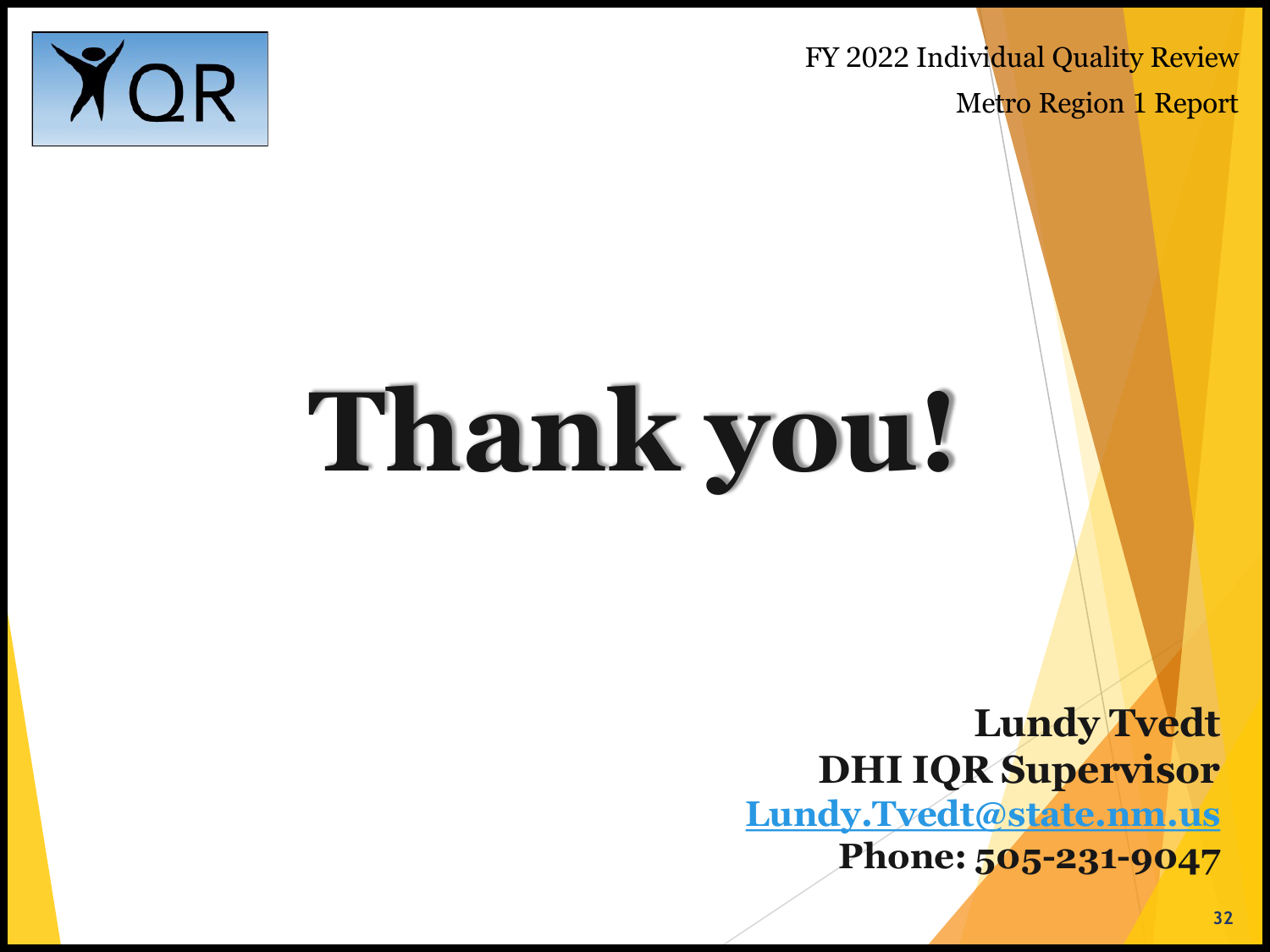FY 2022 Individual Quality Review

Metro Region 1 Report

# Thank you!

**Lundy Tvedt**
**DHI IQR Supervisor**
**[Lundy.Tvedt@state.nm.us](mailto:Lundy.Tvedt@state.nm.us)**
**Phone: 505-231-9047**